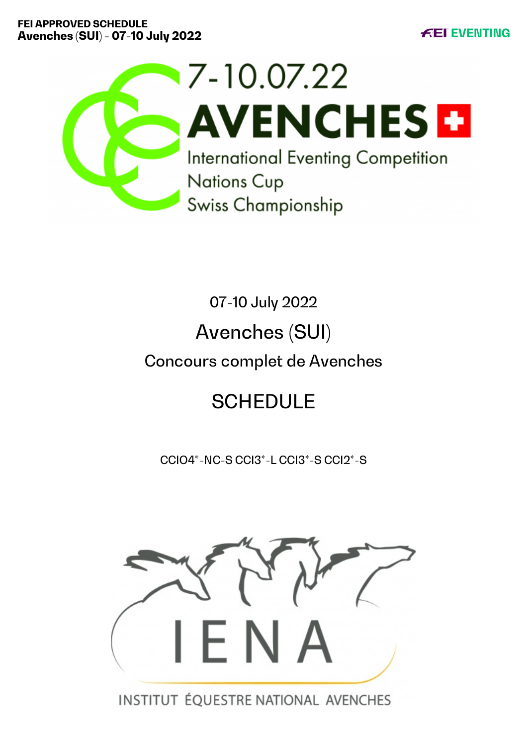7-10.07.22

# AVENCHES

International Eventing Competition
Nations Cup
Swiss Championship

07-10 July 2022

## Avenches (SUI)

### Concours complet de Avenches

## SCHEDULE

CCIO4*-NC-S CCI3*-L CCI3*-S CCI2*-S

IENA

INSTITUT ÉQUESTRE NATIONAL AVENCHES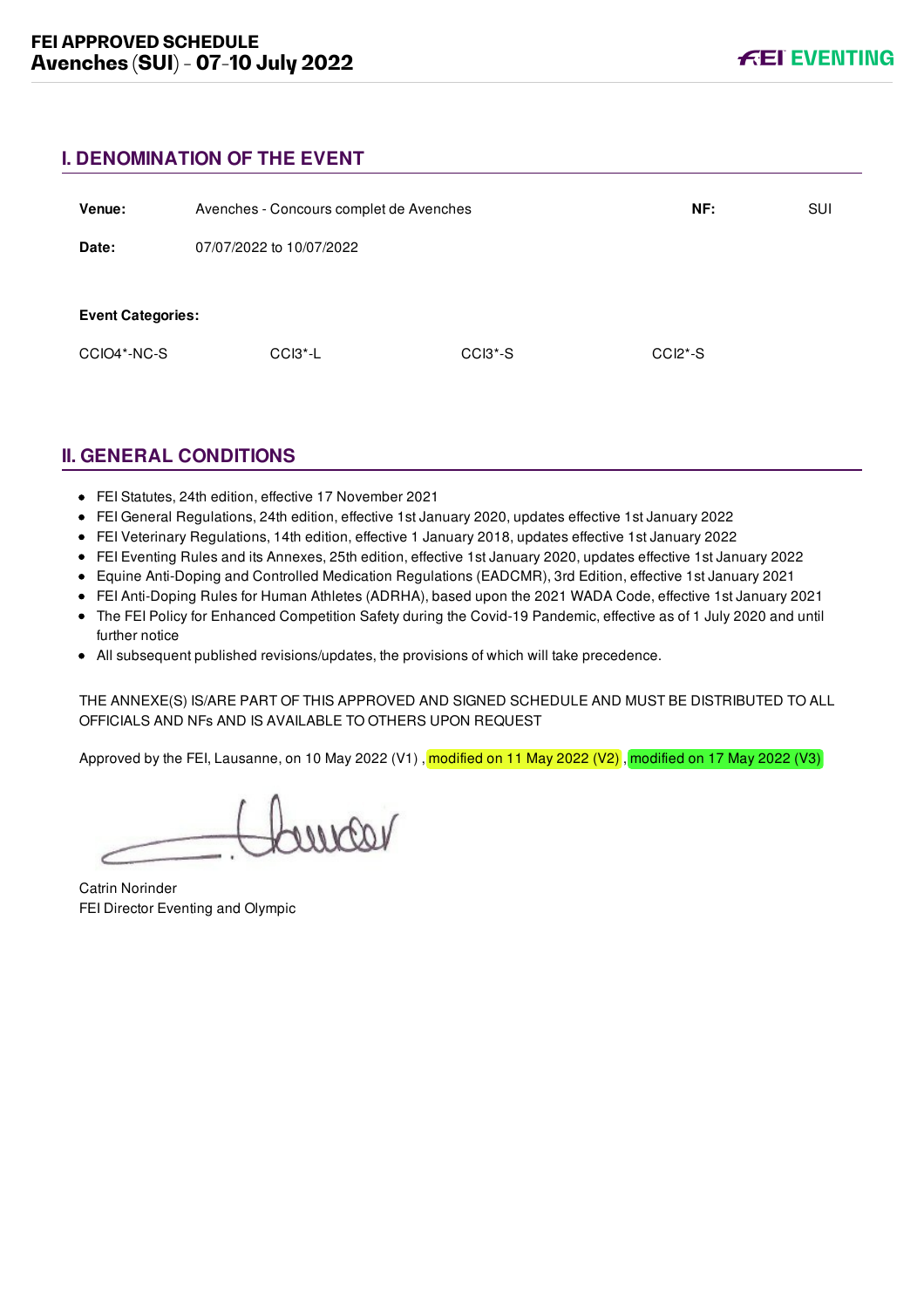## I. DENOMINATION OF THE EVENT

| | | | |
|---|---|---|---|
| **Venue:** | Avenches - Concours complet de Avenches | **NF:** | SUI |
| **Date:** | 07/07/2022 to 10/07/2022 | | |

**Event Categories:**

| | | | |
|---|---|---|---|
| CCIO4*-NC-S | CCI3*-L | CCI3*-S | CCI2*-S |

## II. GENERAL CONDITIONS

- FEI Statutes, 24th edition, effective 17 November 2021
- FEI General Regulations, 24th edition, effective 1st January 2020, updates effective 1st January 2022
- FEI Veterinary Regulations, 14th edition, effective 1 January 2018, updates effective 1st January 2022
- FEI Eventing Rules and its Annexes, 25th edition, effective 1st January 2020, updates effective 1st January 2022
- Equine Anti-Doping and Controlled Medication Regulations (EADCMR), 3rd Edition, effective 1st January 2021
- FEI Anti-Doping Rules for Human Athletes (ADRHA), based upon the 2021 WADA Code, effective 1st January 2021
- The FEI Policy for Enhanced Competition Safety during the Covid-19 Pandemic, effective as of 1 July 2020 and until further notice
- All subsequent published revisions/updates, the provisions of which will take precedence.

THE ANNEXE(S) IS/ARE PART OF THIS APPROVED AND SIGNED SCHEDULE AND MUST BE DISTRIBUTED TO ALL OFFICIALS AND NFs AND IS AVAILABLE TO OTHERS UPON REQUEST

Approved by the FEI, Lausanne, on 10 May 2022 (V1) , modified on 11 May 2022 (V2) , modified on 17 May 2022 (V3)

Catrin Norinder
FEI Director Eventing and Olympic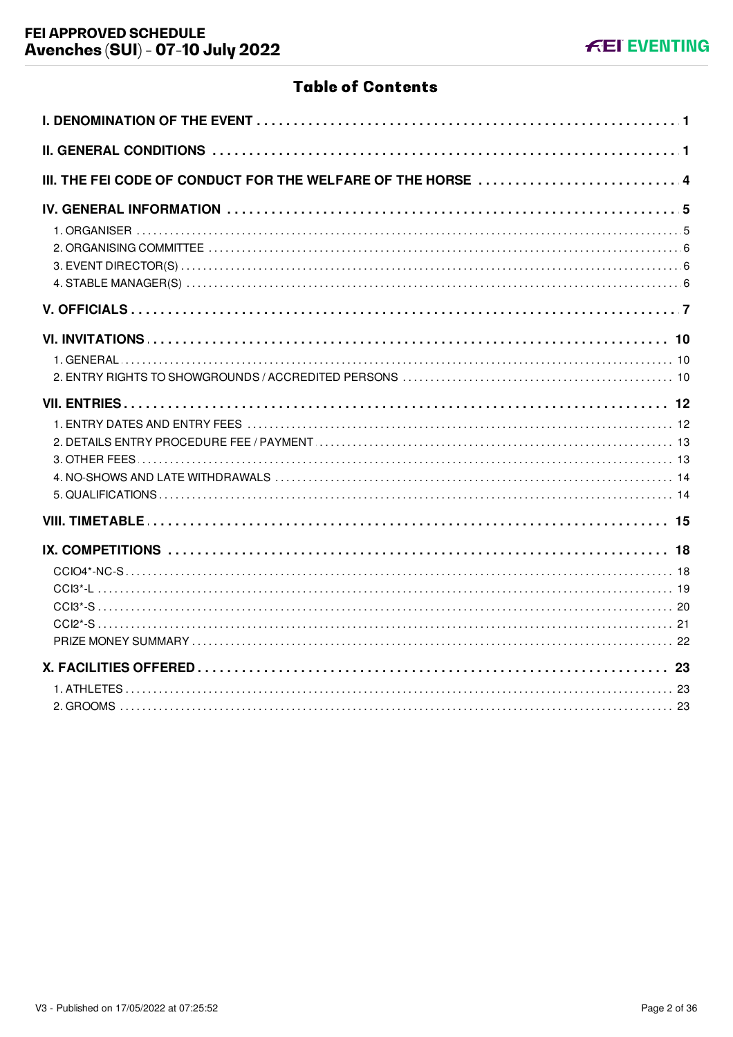# Table of Contents

**I. DENOMINATION OF THE EVENT** . . . . . 1

**II. GENERAL CONDITIONS** . . . . . 1

**III. THE FEI CODE OF CONDUCT FOR THE WELFARE OF THE HORSE** . . . . . 4

**IV. GENERAL INFORMATION** . . . . . 5

- 1. ORGANISER . . . . . 5
- 2. ORGANISING COMMITTEE . . . . . 6
- 3. EVENT DIRECTOR(S) . . . . . 6
- 4. STABLE MANAGER(S) . . . . . 6

**V. OFFICIALS** . . . . . 7

**VI. INVITATIONS** . . . . . 10

- 1. GENERAL . . . . . 10
- 2. ENTRY RIGHTS TO SHOWGROUNDS / ACCREDITED PERSONS . . . . . 10

**VII. ENTRIES** . . . . . 12

- 1. ENTRY DATES AND ENTRY FEES . . . . . 12
- 2. DETAILS ENTRY PROCEDURE FEE / PAYMENT . . . . . 13
- 3. OTHER FEES . . . . . 13
- 4. NO-SHOWS AND LATE WITHDRAWALS . . . . . 14
- 5. QUALIFICATIONS . . . . . 14

**VIII. TIMETABLE** . . . . . 15

**IX. COMPETITIONS** . . . . . 18

- CCIO4*-NC-S . . . . . 18
- CCI3*-L . . . . . 19
- CCI3*-S . . . . . 20
- CCI2*-S . . . . . 21
- PRIZE MONEY SUMMARY . . . . . 22

**X. FACILITIES OFFERED** . . . . . 23

- 1. ATHLETES . . . . . 23
- 2. GROOMS . . . . . 23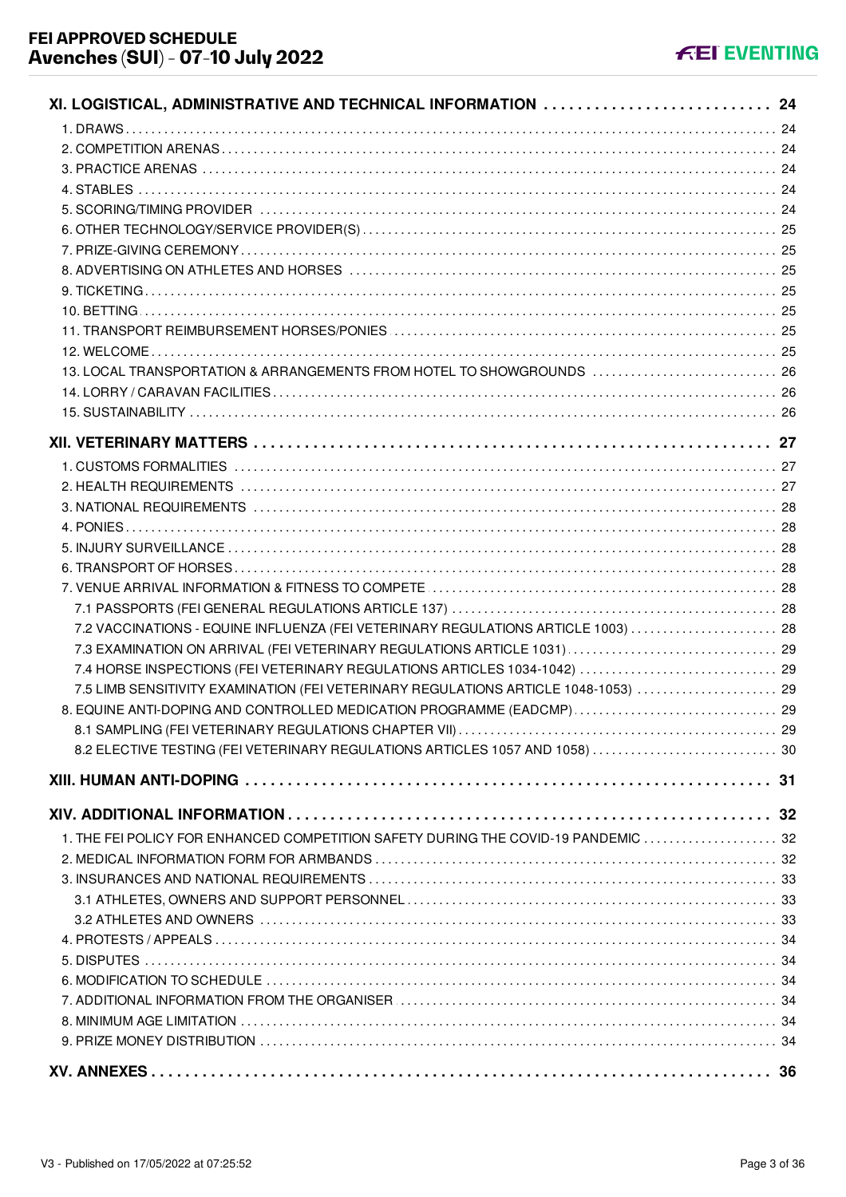**XI. LOGISTICAL, ADMINISTRATIVE AND TECHNICAL INFORMATION** ... 24

1. DRAWS ... 24
2. COMPETITION ARENAS ... 24
3. PRACTICE ARENAS ... 24
4. STABLES ... 24
5. SCORING/TIMING PROVIDER ... 24
6. OTHER TECHNOLOGY/SERVICE PROVIDER(S) ... 25
7. PRIZE-GIVING CEREMONY ... 25
8. ADVERTISING ON ATHLETES AND HORSES ... 25
9. TICKETING ... 25
10. BETTING ... 25
11. TRANSPORT REIMBURSEMENT HORSES/PONIES ... 25
12. WELCOME ... 25
13. LOCAL TRANSPORTATION & ARRANGEMENTS FROM HOTEL TO SHOWGROUNDS ... 26
14. LORRY / CARAVAN FACILITIES ... 26
15. SUSTAINABILITY ... 26

**XII. VETERINARY MATTERS** ... 27

1. CUSTOMS FORMALITIES ... 27
2. HEALTH REQUIREMENTS ... 27
3. NATIONAL REQUIREMENTS ... 28
4. PONIES ... 28
5. INJURY SURVEILLANCE ... 28
6. TRANSPORT OF HORSES ... 28
7. VENUE ARRIVAL INFORMATION & FITNESS TO COMPETE ... 28
   - 7.1 PASSPORTS (FEI GENERAL REGULATIONS ARTICLE 137) ... 28
   - 7.2 VACCINATIONS - EQUINE INFLUENZA (FEI VETERINARY REGULATIONS ARTICLE 1003) ... 28
   - 7.3 EXAMINATION ON ARRIVAL (FEI VETERINARY REGULATIONS ARTICLE 1031) ... 29
   - 7.4 HORSE INSPECTIONS (FEI VETERINARY REGULATIONS ARTICLES 1034-1042) ... 29
   - 7.5 LIMB SENSITIVITY EXAMINATION (FEI VETERINARY REGULATIONS ARTICLE 1048-1053) ... 29
8. EQUINE ANTI-DOPING AND CONTROLLED MEDICATION PROGRAMME (EADCMP) ... 29
   - 8.1 SAMPLING (FEI VETERINARY REGULATIONS CHAPTER VII) ... 29
   - 8.2 ELECTIVE TESTING (FEI VETERINARY REGULATIONS ARTICLES 1057 AND 1058) ... 30

**XIII. HUMAN ANTI-DOPING** ... 31

**XIV. ADDITIONAL INFORMATION** ... 32

1. THE FEI POLICY FOR ENHANCED COMPETITION SAFETY DURING THE COVID-19 PANDEMIC ... 32
2. MEDICAL INFORMATION FORM FOR ARMBANDS ... 32
3. INSURANCES AND NATIONAL REQUIREMENTS ... 33
   - 3.1 ATHLETES, OWNERS AND SUPPORT PERSONNEL ... 33
   - 3.2 ATHLETES AND OWNERS ... 33
4. PROTESTS / APPEALS ... 34
5. DISPUTES ... 34
6. MODIFICATION TO SCHEDULE ... 34
7. ADDITIONAL INFORMATION FROM THE ORGANISER ... 34
8. MINIMUM AGE LIMITATION ... 34
9. PRIZE MONEY DISTRIBUTION ... 34

**XV. ANNEXES** ... 36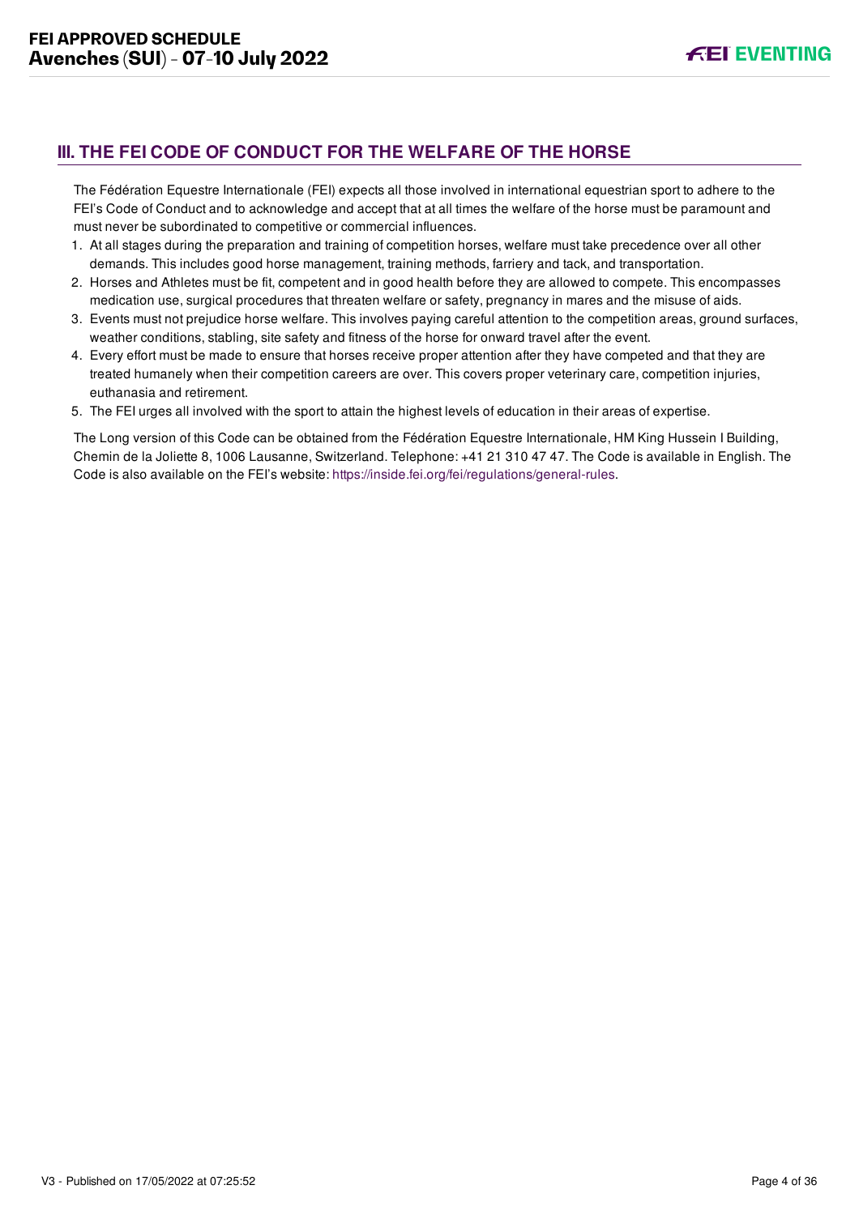## III. THE FEI CODE OF CONDUCT FOR THE WELFARE OF THE HORSE

The Fédération Equestre Internationale (FEI) expects all those involved in international equestrian sport to adhere to the FEI's Code of Conduct and to acknowledge and accept that at all times the welfare of the horse must be paramount and must never be subordinated to competitive or commercial influences.

1. At all stages during the preparation and training of competition horses, welfare must take precedence over all other demands. This includes good horse management, training methods, farriery and tack, and transportation.
2. Horses and Athletes must be fit, competent and in good health before they are allowed to compete. This encompasses medication use, surgical procedures that threaten welfare or safety, pregnancy in mares and the misuse of aids.
3. Events must not prejudice horse welfare. This involves paying careful attention to the competition areas, ground surfaces, weather conditions, stabling, site safety and fitness of the horse for onward travel after the event.
4. Every effort must be made to ensure that horses receive proper attention after they have competed and that they are treated humanely when their competition careers are over. This covers proper veterinary care, competition injuries, euthanasia and retirement.
5. The FEI urges all involved with the sport to attain the highest levels of education in their areas of expertise.

The Long version of this Code can be obtained from the Fédération Equestre Internationale, HM King Hussein I Building, Chemin de la Joliette 8, 1006 Lausanne, Switzerland. Telephone: +41 21 310 47 47. The Code is available in English. The Code is also available on the FEI's website: https://inside.fei.org/fei/regulations/general-rules.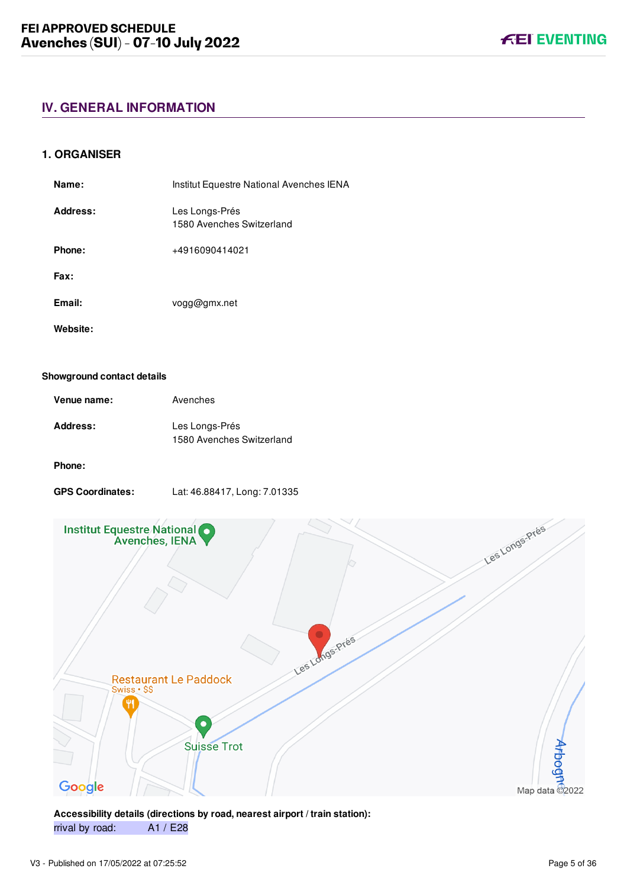## IV. GENERAL INFORMATION

### 1. ORGANISER

**Name:** Institut Equestre National Avenches IENA

**Address:** Les Longs-Prés
1580 Avenches Switzerland

**Phone:** +4916090414021

**Fax:**

**Email:** vogg@gmx.net

**Website:**

**Showground contact details**

**Venue name:** Avenches

**Address:** Les Longs-Prés
1580 Avenches Switzerland

**Phone:**

**GPS Coordinates:** Lat: 46.88417, Long: 7.01335

**Accessibility details (directions by road, nearest airport / train station):**

rrival by road: A1 / E28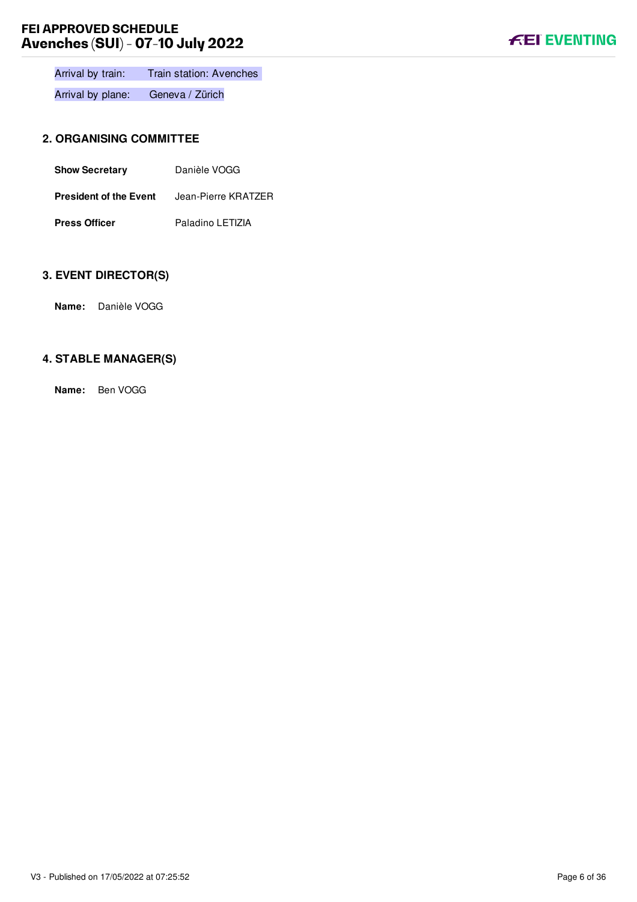| Arrival by train: | Train station: Avenches |
|---|---|
| Arrival by plane: | Geneva / Zürich |

## 2. ORGANISING COMMITTEE

| | |
|---|---|
| **Show Secretary** | Danièle VOGG |
| **President of the Event** | Jean-Pierre KRATZER |
| **Press Officer** | Paladino LETIZIA |

## 3. EVENT DIRECTOR(S)

**Name:** Danièle VOGG

## 4. STABLE MANAGER(S)

**Name:** Ben VOGG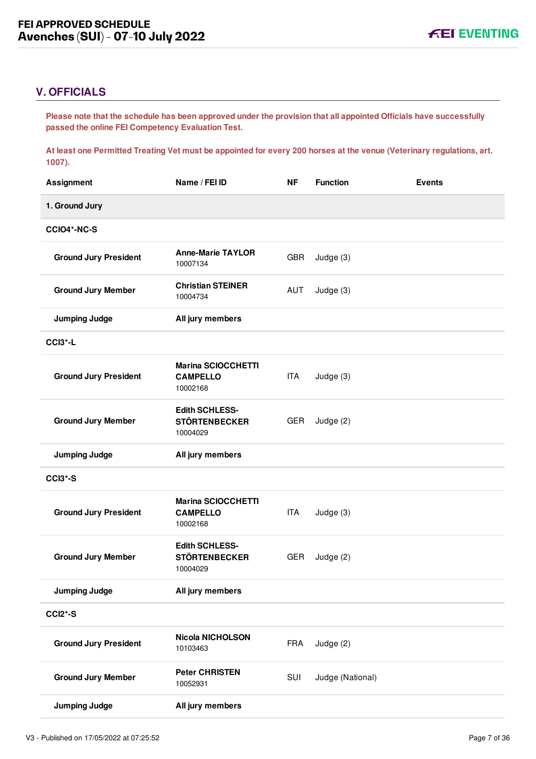## V. OFFICIALS

**Please note that the schedule has been approved under the provision that all appointed Officials have successfully passed the online FEI Competency Evaluation Test.**

**At least one Permitted Treating Vet must be appointed for every 200 horses at the venue (Veterinary regulations, art. 1007).**

| Assignment | Name / FEI ID | NF | Function | Events |
|---|---|---|---|---|
| **1. Ground Jury** | | | | |
| **CCIO4*-NC-S** | | | | |
| **Ground Jury President** | **Anne-Marie TAYLOR** 10007134 | GBR | Judge (3) | |
| **Ground Jury Member** | **Christian STEINER** 10004734 | AUT | Judge (3) | |
| **Jumping Judge** | **All jury members** | | | |
| **CCI3*-L** | | | | |
| **Ground Jury President** | **Marina SCIOCCHETTI CAMPELLO** 10002168 | ITA | Judge (3) | |
| **Ground Jury Member** | **Edith SCHLESS-STÖRTENBECKER** 10004029 | GER | Judge (2) | |
| **Jumping Judge** | **All jury members** | | | |
| **CCI3*-S** | | | | |
| **Ground Jury President** | **Marina SCIOCCHETTI CAMPELLO** 10002168 | ITA | Judge (3) | |
| **Ground Jury Member** | **Edith SCHLESS-STÖRTENBECKER** 10004029 | GER | Judge (2) | |
| **Jumping Judge** | **All jury members** | | | |
| **CCI2*-S** | | | | |
| **Ground Jury President** | **Nicola NICHOLSON** 10103463 | FRA | Judge (2) | |
| **Ground Jury Member** | **Peter CHRISTEN** 10052931 | SUI | Judge (National) | |
| **Jumping Judge** | **All jury members** | | | |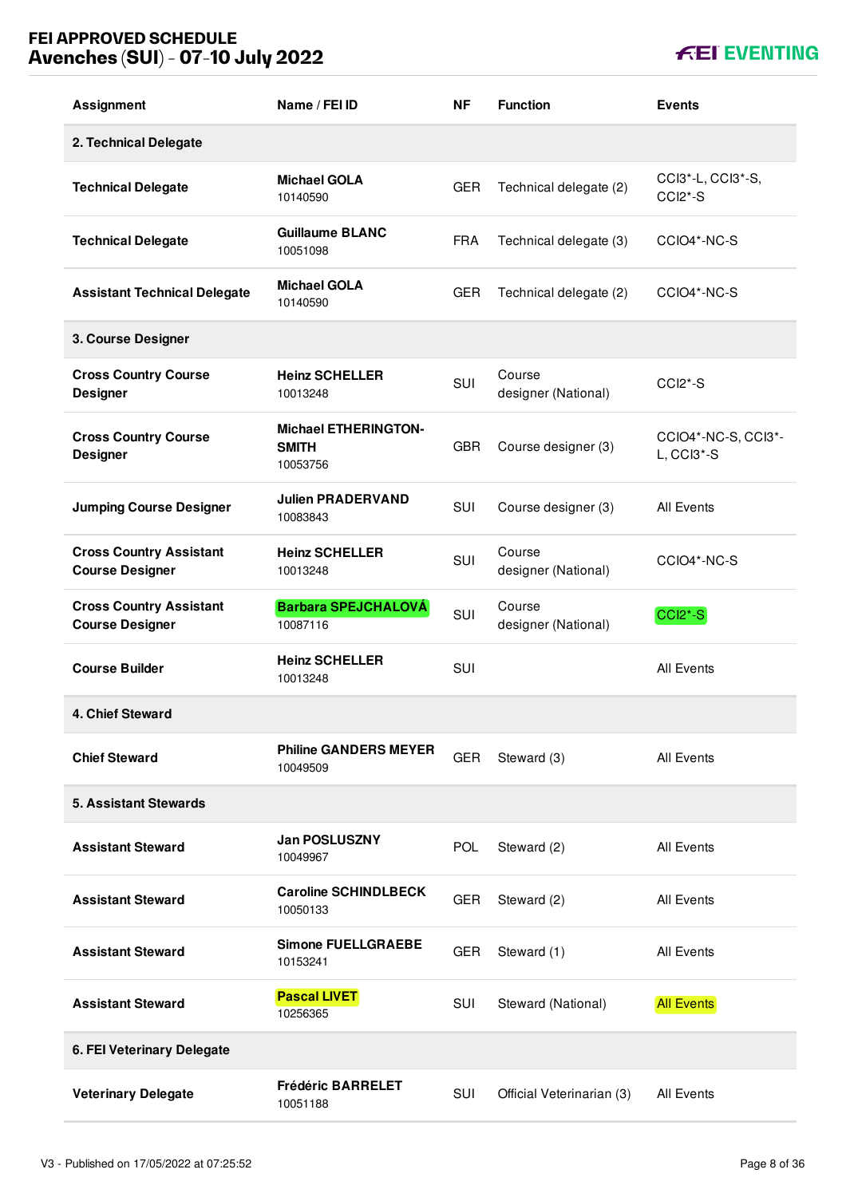| Assignment | Name / FEI ID | NF | Function | Events |
|---|---|---|---|---|
| **2. Technical Delegate** | | | | |
| **Technical Delegate** | **Michael GOLA** 10140590 | GER | Technical delegate (2) | CCI3*-L, CCI3*-S, CCI2*-S |
| **Technical Delegate** | **Guillaume BLANC** 10051098 | FRA | Technical delegate (3) | CCIO4*-NC-S |
| **Assistant Technical Delegate** | **Michael GOLA** 10140590 | GER | Technical delegate (2) | CCIO4*-NC-S |
| **3. Course Designer** | | | | |
| **Cross Country Course Designer** | **Heinz SCHELLER** 10013248 | SUI | Course designer (National) | CCI2*-S |
| **Cross Country Course Designer** | **Michael ETHERINGTON-SMITH** 10053756 | GBR | Course designer (3) | CCIO4*-NC-S, CCI3*-L, CCI3*-S |
| **Jumping Course Designer** | **Julien PRADERVAND** 10083843 | SUI | Course designer (3) | All Events |
| **Cross Country Assistant Course Designer** | **Heinz SCHELLER** 10013248 | SUI | Course designer (National) | CCIO4*-NC-S |
| **Cross Country Assistant Course Designer** | **Barbara SPEJCHALOVÁ** 10087116 | SUI | Course designer (National) | CCI2*-S |
| **Course Builder** | **Heinz SCHELLER** 10013248 | SUI | | All Events |
| **4. Chief Steward** | | | | |
| **Chief Steward** | **Philine GANDERS MEYER** 10049509 | GER | Steward (3) | All Events |
| **5. Assistant Stewards** | | | | |
| **Assistant Steward** | **Jan POSLUSZNY** 10049967 | POL | Steward (2) | All Events |
| **Assistant Steward** | **Caroline SCHINDLBECK** 10050133 | GER | Steward (2) | All Events |
| **Assistant Steward** | **Simone FUELLGRAEBE** 10153241 | GER | Steward (1) | All Events |
| **Assistant Steward** | **Pascal LIVET** 10256365 | SUI | Steward (National) | All Events |
| **6. FEI Veterinary Delegate** | | | | |
| **Veterinary Delegate** | **Frédéric BARRELET** 10051188 | SUI | Official Veterinarian (3) | All Events |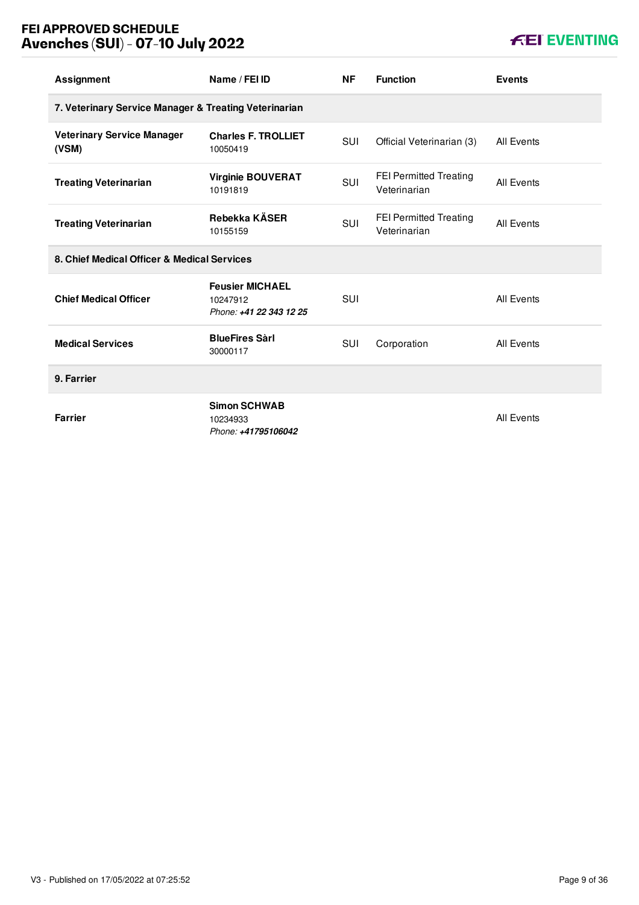| Assignment | Name / FEI ID | NF | Function | Events |
|---|---|---|---|---|
| **7. Veterinary Service Manager & Treating Veterinarian** | | | | |
| **Veterinary Service Manager (VSM)** | **Charles F. TROLLIET** 10050419 | SUI | Official Veterinarian (3) | All Events |
| **Treating Veterinarian** | **Virginie BOUVERAT** 10191819 | SUI | FEI Permitted Treating Veterinarian | All Events |
| **Treating Veterinarian** | **Rebekka KÄSER** 10155159 | SUI | FEI Permitted Treating Veterinarian | All Events |
| **8. Chief Medical Officer & Medical Services** | | | | |
| **Chief Medical Officer** | **Feusier MICHAEL** 10247912 *Phone:* ***+41 22 343 12 25*** | SUI | | All Events |
| **Medical Services** | **BlueFires Sàrl** 30000117 | SUI | Corporation | All Events |
| **9. Farrier** | | | | |
| **Farrier** | **Simon SCHWAB** 10234933 *Phone:* ***+41795106042*** | | | All Events |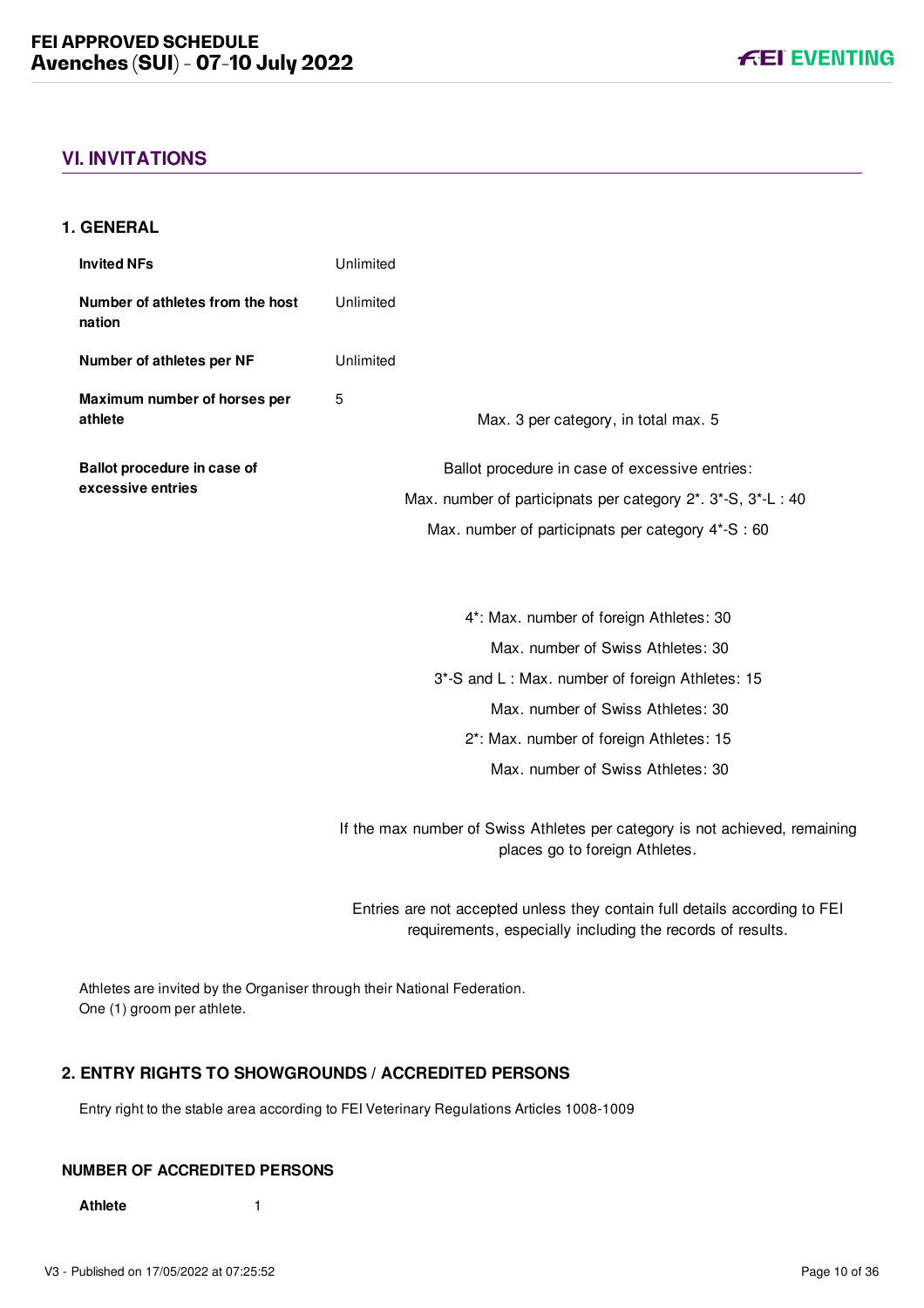## VI. INVITATIONS

### 1. GENERAL

| | |
|---|---|
| **Invited NFs** | Unlimited |
| **Number of athletes from the host nation** | Unlimited |
| **Number of athletes per NF** | Unlimited |
| **Maximum number of horses per athlete** | 5<br>Max. 3 per category, in total max. 5 |
| **Ballot procedure in case of excessive entries** | Ballot procedure in case of excessive entries:<br>Max. number of participnats per category 2*. 3*-S, 3*-L : 40<br>Max. number of participnats per category 4*-S : 60<br><br>4*: Max. number of foreign Athletes: 30<br>Max. number of Swiss Athletes: 30<br>3*-S and L : Max. number of foreign Athletes: 15<br>Max. number of Swiss Athletes: 30<br>2*: Max. number of foreign Athletes: 15<br>Max. number of Swiss Athletes: 30<br><br>If the max number of Swiss Athletes per category is not achieved, remaining places go to foreign Athletes.<br><br>Entries are not accepted unless they contain full details according to FEI requirements, especially including the records of results. |

Athletes are invited by the Organiser through their National Federation.
One (1) groom per athlete.

### 2. ENTRY RIGHTS TO SHOWGROUNDS / ACCREDITED PERSONS

Entry right to the stable area according to FEI Veterinary Regulations Articles 1008-1009

#### NUMBER OF ACCREDITED PERSONS

| | |
|---|---|
| **Athlete** | 1 |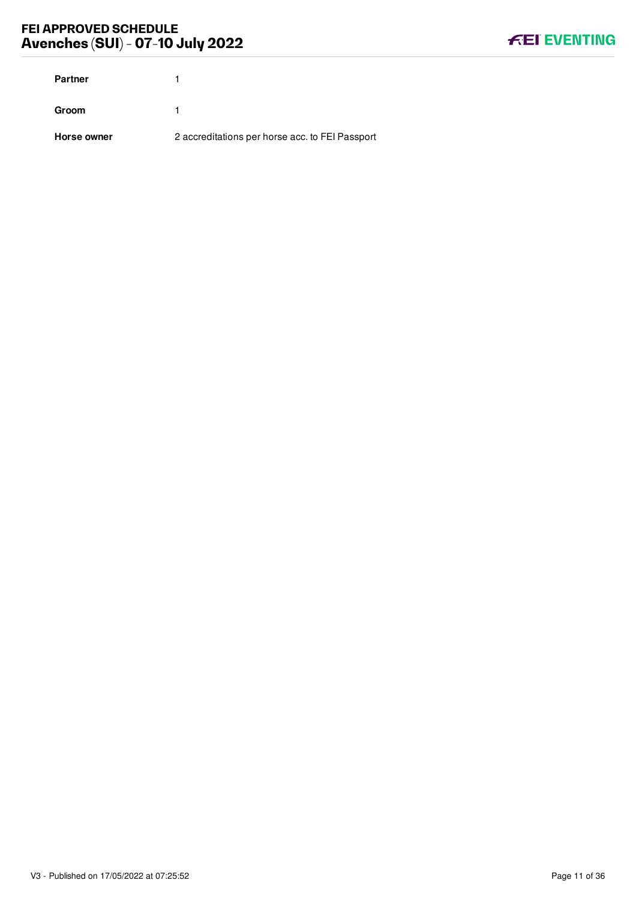| | |
|---|---|
| **Partner** | 1 |
| **Groom** | 1 |
| **Horse owner** | 2 accreditations per horse acc. to FEI Passport |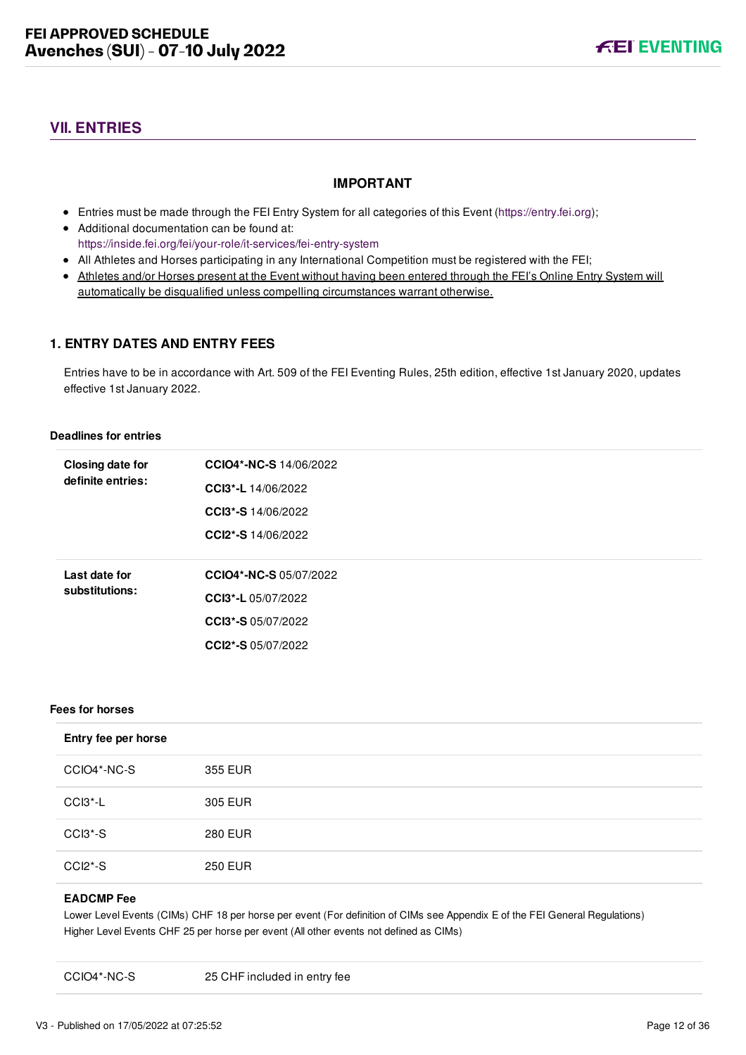## VII. ENTRIES

### IMPORTANT

- Entries must be made through the FEI Entry System for all categories of this Event (https://entry.fei.org);
- Additional documentation can be found at: https://inside.fei.org/fei/your-role/it-services/fei-entry-system
- All Athletes and Horses participating in any International Competition must be registered with the FEI;
- Athletes and/or Horses present at the Event without having been entered through the FEI's Online Entry System will automatically be disqualified unless compelling circumstances warrant otherwise.

### 1. ENTRY DATES AND ENTRY FEES

Entries have to be in accordance with Art. 509 of the FEI Eventing Rules, 25th edition, effective 1st January 2020, updates effective 1st January 2022.

**Deadlines for entries**

| | |
|---|---|
| **Closing date for definite entries:** | **CCIO4*-NC-S** 14/06/2022 |
| | **CCI3*-L** 14/06/2022 |
| | **CCI3*-S** 14/06/2022 |
| | **CCI2*-S** 14/06/2022 |
| **Last date for substitutions:** | **CCIO4*-NC-S** 05/07/2022 |
| | **CCI3*-L** 05/07/2022 |
| | **CCI3*-S** 05/07/2022 |
| | **CCI2*-S** 05/07/2022 |

**Fees for horses**

| **Entry fee per horse** | |
|---|---|
| CCIO4*-NC-S | 355 EUR |
| CCI3*-L | 305 EUR |
| CCI3*-S | 280 EUR |
| CCI2*-S | 250 EUR |

**EADCMP Fee**

Lower Level Events (CIMs) CHF 18 per horse per event (For definition of CIMs see Appendix E of the FEI General Regulations)
Higher Level Events CHF 25 per horse per event (All other events not defined as CIMs)

| | |
|---|---|
| CCIO4*-NC-S | 25 CHF included in entry fee |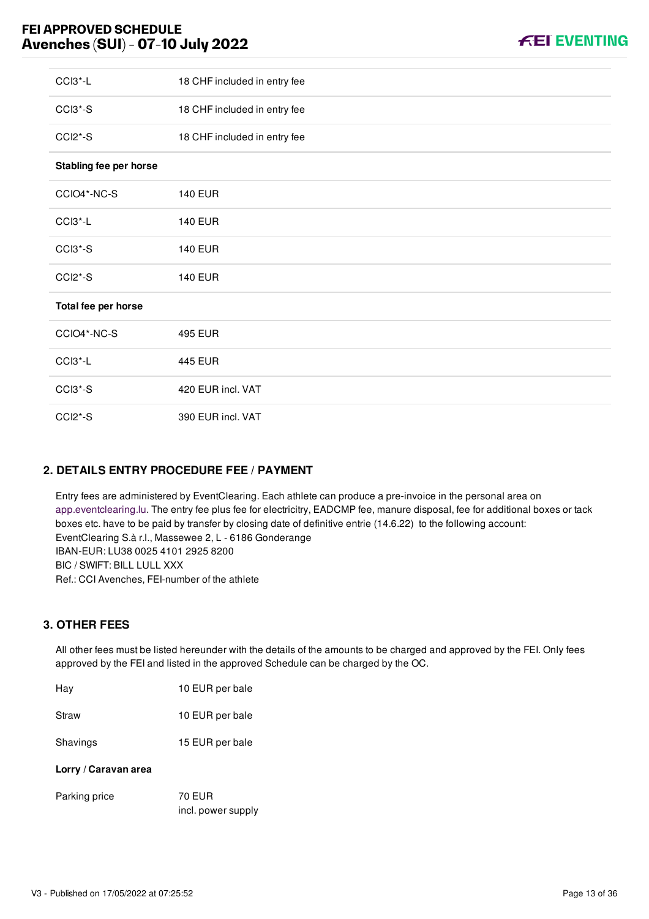| | |
|---|---|
| CCI3*-L | 18 CHF included in entry fee |
| CCI3*-S | 18 CHF included in entry fee |
| CCI2*-S | 18 CHF included in entry fee |
| **Stabling fee per horse** | |
| CCIO4*-NC-S | 140 EUR |
| CCI3*-L | 140 EUR |
| CCI3*-S | 140 EUR |
| CCI2*-S | 140 EUR |
| **Total fee per horse** | |
| CCIO4*-NC-S | 495 EUR |
| CCI3*-L | 445 EUR |
| CCI3*-S | 420 EUR incl. VAT |
| CCI2*-S | 390 EUR incl. VAT |

## 2. DETAILS ENTRY PROCEDURE FEE / PAYMENT

Entry fees are administered by EventClearing. Each athlete can produce a pre-invoice in the personal area on app.eventclearing.lu. The entry fee plus fee for electricitry, EADCMP fee, manure disposal, fee for additional boxes or tack boxes etc. have to be paid by transfer by closing date of definitive entrie (14.6.22) to the following account:
EventClearing S.à r.l., Massewee 2, L - 6186 Gonderange
IBAN-EUR: LU38 0025 4101 2925 8200
BIC / SWIFT: BILL LULL XXX
Ref.: CCI Avenches, FEI-number of the athlete

## 3. OTHER FEES

All other fees must be listed hereunder with the details of the amounts to be charged and approved by the FEI. Only fees approved by the FEI and listed in the approved Schedule can be charged by the OC.

| | |
|---|---|
| Hay | 10 EUR per bale |
| Straw | 10 EUR per bale |
| Shavings | 15 EUR per bale |
| **Lorry / Caravan area** | |
| Parking price | 70 EUR<br>incl. power supply |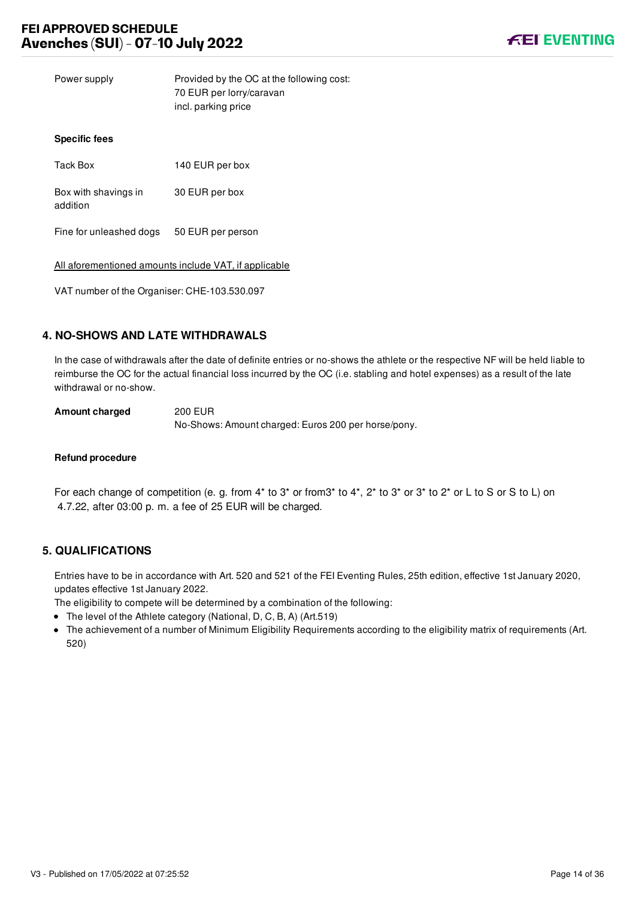| | |
|---|---|
| Power supply | Provided by the OC at the following cost:<br>70 EUR per lorry/caravan<br>incl. parking price |

**Specific fees**

| | |
|---|---|
| Tack Box | 140 EUR per box |
| Box with shavings in addition | 30 EUR per box |
| Fine for unleashed dogs | 50 EUR per person |

<u>All aforementioned amounts include VAT, if applicable</u>

VAT number of the Organiser: CHE-103.530.097

## 4. NO-SHOWS AND LATE WITHDRAWALS

In the case of withdrawals after the date of definite entries or no-shows the athlete or the respective NF will be held liable to reimburse the OC for the actual financial loss incurred by the OC (i.e. stabling and hotel expenses) as a result of the late withdrawal or no-show.

| | |
|---|---|
| **Amount charged** | 200 EUR<br>No-Shows: Amount charged: Euros 200 per horse/pony. |

**Refund procedure**

For each change of competition (e. g. from 4* to 3* or from3* to 4*, 2* to 3* or 3* to 2* or L to S or S to L) on 4.7.22, after 03:00 p. m. a fee of 25 EUR will be charged.

## 5. QUALIFICATIONS

Entries have to be in accordance with Art. 520 and 521 of the FEI Eventing Rules, 25th edition, effective 1st January 2020, updates effective 1st January 2022.

The eligibility to compete will be determined by a combination of the following:

- The level of the Athlete category (National, D, C, B, A) (Art.519)
- The achievement of a number of Minimum Eligibility Requirements according to the eligibility matrix of requirements (Art. 520)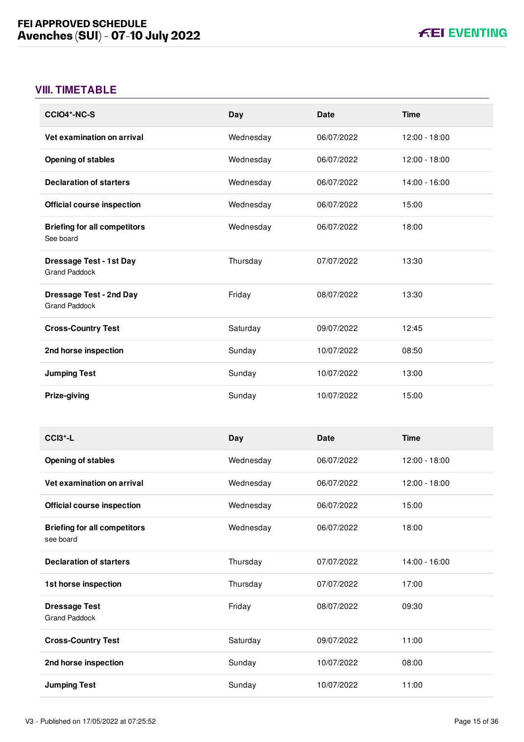## VIII. TIMETABLE

| CCIO4*-NC-S | Day | Date | Time |
|---|---|---|---|
| **Vet examination on arrival** | Wednesday | 06/07/2022 | 12:00 - 18:00 |
| **Opening of stables** | Wednesday | 06/07/2022 | 12:00 - 18:00 |
| **Declaration of starters** | Wednesday | 06/07/2022 | 14:00 - 16:00 |
| **Official course inspection** | Wednesday | 06/07/2022 | 15:00 |
| **Briefing for all competitors**<br>See board | Wednesday | 06/07/2022 | 18:00 |
| **Dressage Test - 1st Day**<br>Grand Paddock | Thursday | 07/07/2022 | 13:30 |
| **Dressage Test - 2nd Day**<br>Grand Paddock | Friday | 08/07/2022 | 13:30 |
| **Cross-Country Test** | Saturday | 09/07/2022 | 12:45 |
| **2nd horse inspection** | Sunday | 10/07/2022 | 08:50 |
| **Jumping Test** | Sunday | 10/07/2022 | 13:00 |
| **Prize-giving** | Sunday | 10/07/2022 | 15:00 |

| CCI3*-L | Day | Date | Time |
|---|---|---|---|
| **Opening of stables** | Wednesday | 06/07/2022 | 12:00 - 18:00 |
| **Vet examination on arrival** | Wednesday | 06/07/2022 | 12:00 - 18:00 |
| **Official course inspection** | Wednesday | 06/07/2022 | 15:00 |
| **Briefing for all competitors**<br>see board | Wednesday | 06/07/2022 | 18:00 |
| **Declaration of starters** | Thursday | 07/07/2022 | 14:00 - 16:00 |
| **1st horse inspection** | Thursday | 07/07/2022 | 17:00 |
| **Dressage Test**<br>Grand Paddock | Friday | 08/07/2022 | 09:30 |
| **Cross-Country Test** | Saturday | 09/07/2022 | 11:00 |
| **2nd horse inspection** | Sunday | 10/07/2022 | 08:00 |
| **Jumping Test** | Sunday | 10/07/2022 | 11:00 |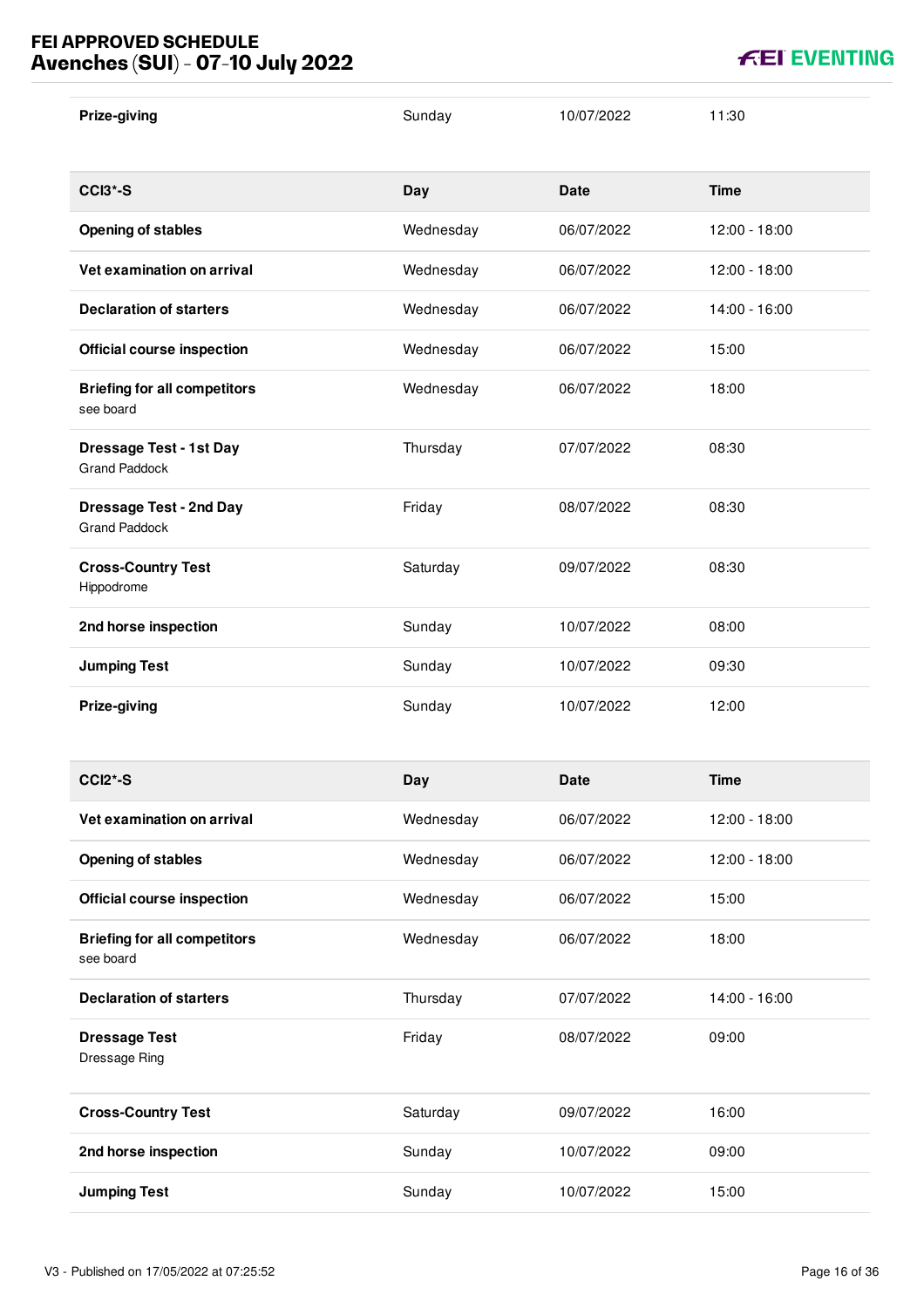| | | | |
|---|---|---|---|
| **Prize-giving** | Sunday | 10/07/2022 | 11:30 |

| CCI3*-S | Day | Date | Time |
|---|---|---|---|
| **Opening of stables** | Wednesday | 06/07/2022 | 12:00 - 18:00 |
| **Vet examination on arrival** | Wednesday | 06/07/2022 | 12:00 - 18:00 |
| **Declaration of starters** | Wednesday | 06/07/2022 | 14:00 - 16:00 |
| **Official course inspection** | Wednesday | 06/07/2022 | 15:00 |
| **Briefing for all competitors**<br>see board | Wednesday | 06/07/2022 | 18:00 |
| **Dressage Test - 1st Day**<br>Grand Paddock | Thursday | 07/07/2022 | 08:30 |
| **Dressage Test - 2nd Day**<br>Grand Paddock | Friday | 08/07/2022 | 08:30 |
| **Cross-Country Test**<br>Hippodrome | Saturday | 09/07/2022 | 08:30 |
| **2nd horse inspection** | Sunday | 10/07/2022 | 08:00 |
| **Jumping Test** | Sunday | 10/07/2022 | 09:30 |
| **Prize-giving** | Sunday | 10/07/2022 | 12:00 |

| CCI2*-S | Day | Date | Time |
|---|---|---|---|
| **Vet examination on arrival** | Wednesday | 06/07/2022 | 12:00 - 18:00 |
| **Opening of stables** | Wednesday | 06/07/2022 | 12:00 - 18:00 |
| **Official course inspection** | Wednesday | 06/07/2022 | 15:00 |
| **Briefing for all competitors**<br>see board | Wednesday | 06/07/2022 | 18:00 |
| **Declaration of starters** | Thursday | 07/07/2022 | 14:00 - 16:00 |
| **Dressage Test**<br>Dressage Ring | Friday | 08/07/2022 | 09:00 |
| **Cross-Country Test** | Saturday | 09/07/2022 | 16:00 |
| **2nd horse inspection** | Sunday | 10/07/2022 | 09:00 |
| **Jumping Test** | Sunday | 10/07/2022 | 15:00 |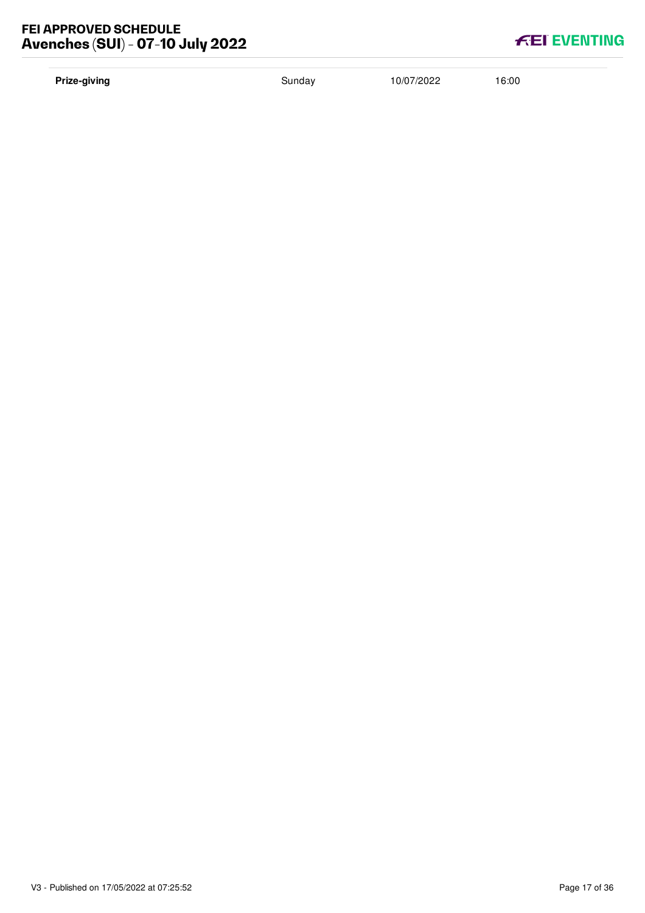| **Prize-giving** | Sunday | 10/07/2022 | 16:00 |
| --- | --- | --- | --- |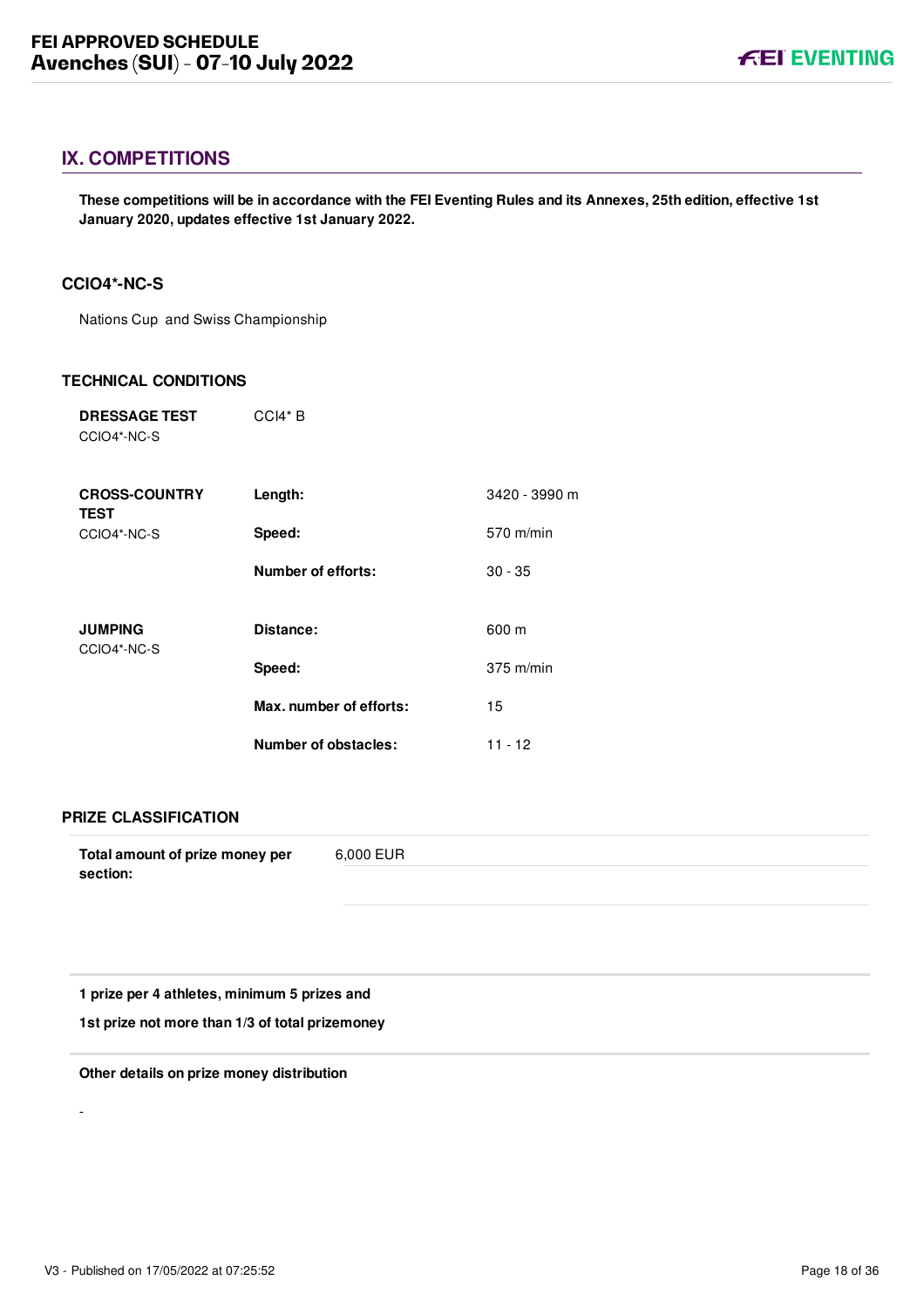## IX. COMPETITIONS

**These competitions will be in accordance with the FEI Eventing Rules and its Annexes, 25th edition, effective 1st January 2020, updates effective 1st January 2022.**

### CCIO4*-NC-S

Nations Cup and Swiss Championship

### TECHNICAL CONDITIONS

| | | |
|---|---|---|
| **DRESSAGE TEST** CCIO4*-NC-S | CCI4* B | |
| **CROSS-COUNTRY TEST** CCIO4*-NC-S | **Length:** | 3420 - 3990 m |
| | **Speed:** | 570 m/min |
| | **Number of efforts:** | 30 - 35 |
| **JUMPING** CCIO4*-NC-S | **Distance:** | 600 m |
| | **Speed:** | 375 m/min |
| | **Max. number of efforts:** | 15 |
| | **Number of obstacles:** | 11 - 12 |

### PRIZE CLASSIFICATION

| | |
|---|---|
| **Total amount of prize money per section:** | 6,000 EUR |

**1 prize per 4 athletes, minimum 5 prizes and**

**1st prize not more than 1/3 of total prizemoney**

**Other details on prize money distribution**

-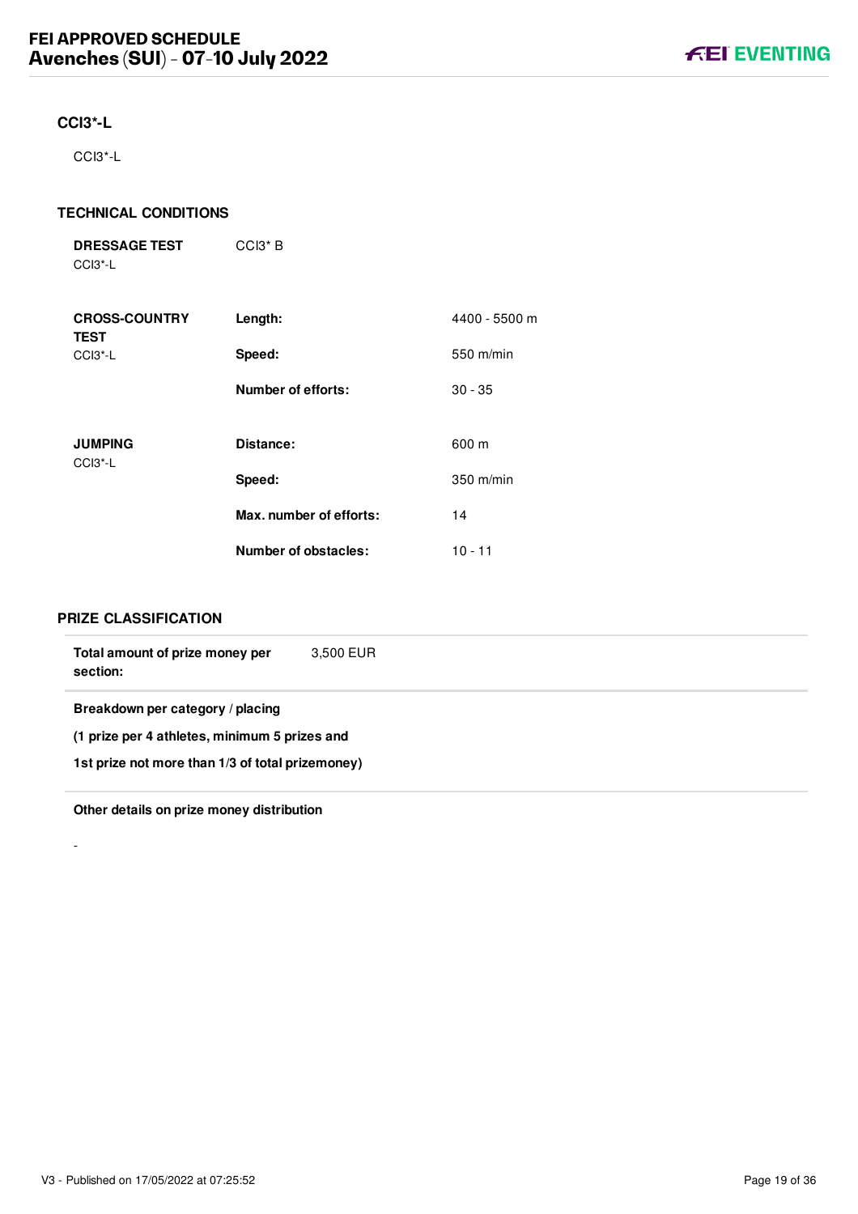## CCI3*-L

CCI3*-L

### TECHNICAL CONDITIONS

| | | |
|---|---|---|
| **DRESSAGE TEST** CCI3*-L | CCI3* B | |
| **CROSS-COUNTRY TEST** CCI3*-L | **Length:** | 4400 - 5500 m |
| | **Speed:** | 550 m/min |
| | **Number of efforts:** | 30 - 35 |
| **JUMPING** CCI3*-L | **Distance:** | 600 m |
| | **Speed:** | 350 m/min |
| | **Max. number of efforts:** | 14 |
| | **Number of obstacles:** | 10 - 11 |

### PRIZE CLASSIFICATION

| | |
|---|---|
| **Total amount of prize money per section:** | 3,500 EUR |

**Breakdown per category / placing**

**(1 prize per 4 athletes, minimum 5 prizes and**

**1st prize not more than 1/3 of total prizemoney)**

**Other details on prize money distribution**

-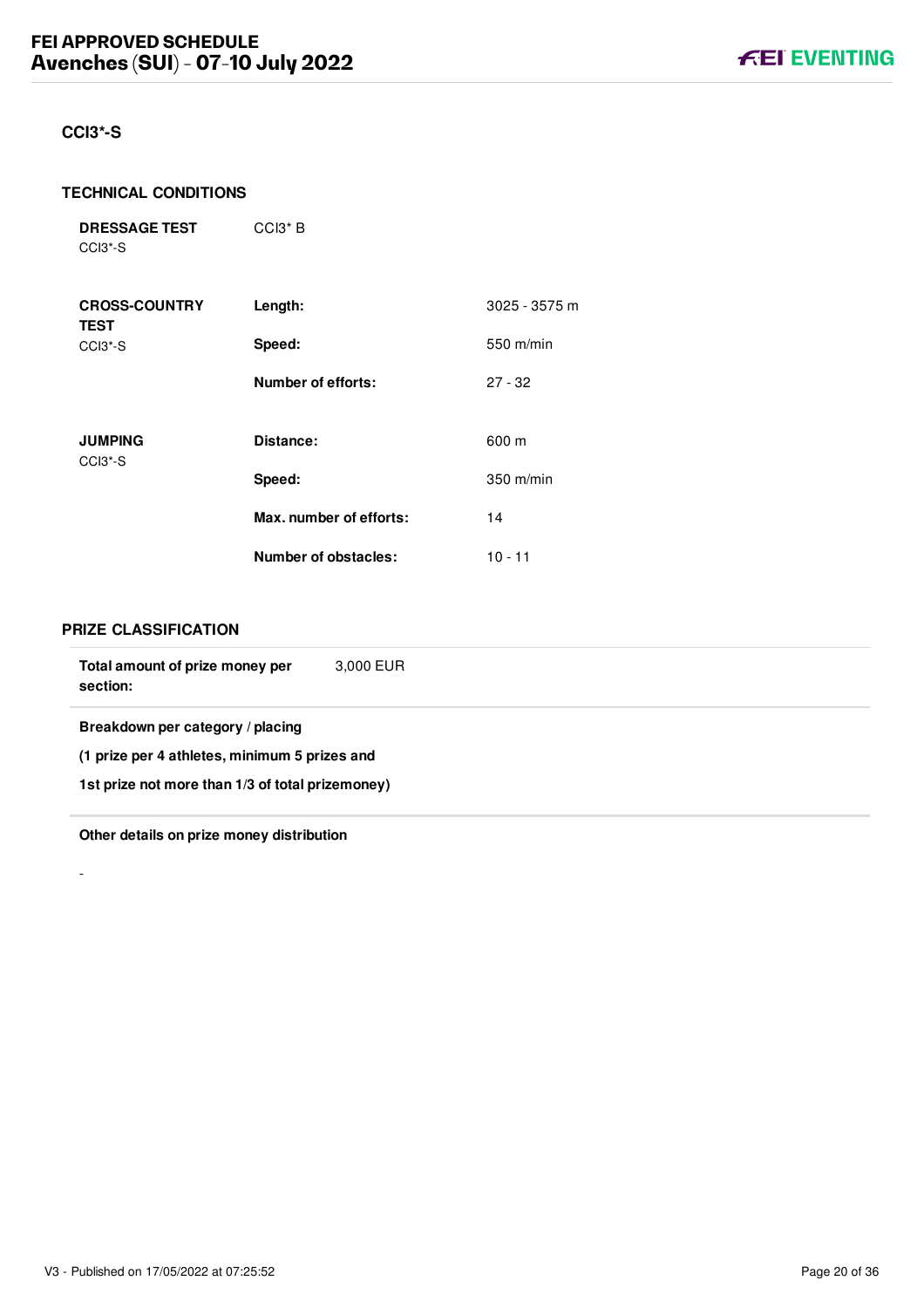## CCI3*-S

### TECHNICAL CONDITIONS

| | | |
|---|---|---|
| **DRESSAGE TEST** CCI3*-S | CCI3* B | |
| **CROSS-COUNTRY TEST** CCI3*-S | **Length:** | 3025 - 3575 m |
| | **Speed:** | 550 m/min |
| | **Number of efforts:** | 27 - 32 |
| **JUMPING** CCI3*-S | **Distance:** | 600 m |
| | **Speed:** | 350 m/min |
| | **Max. number of efforts:** | 14 |
| | **Number of obstacles:** | 10 - 11 |

### PRIZE CLASSIFICATION

**Total amount of prize money per section:** 3,000 EUR

**Breakdown per category / placing**

**(1 prize per 4 athletes, minimum 5 prizes and**

**1st prize not more than 1/3 of total prizemoney)**

**Other details on prize money distribution**

-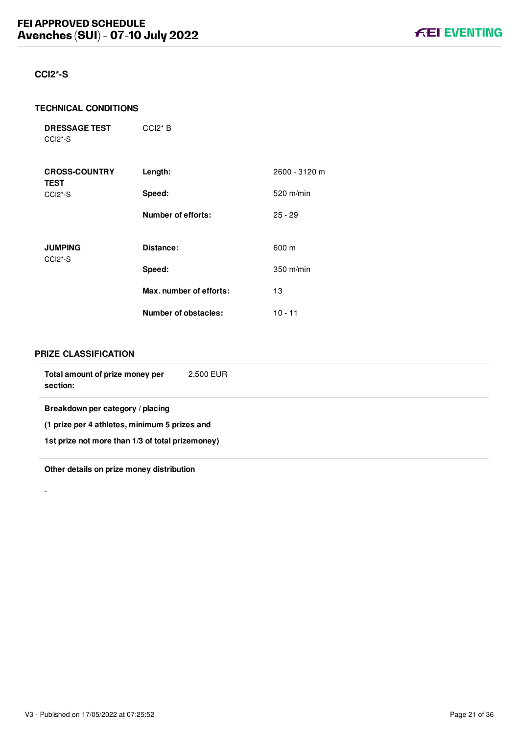## CCI2*-S

### TECHNICAL CONDITIONS

| | | |
|---|---|---|
| **DRESSAGE TEST** CCI2*-S | CCI2* B | |
| **CROSS-COUNTRY TEST** CCI2*-S | **Length:** | 2600 - 3120 m |
| | **Speed:** | 520 m/min |
| | **Number of efforts:** | 25 - 29 |
| **JUMPING** CCI2*-S | **Distance:** | 600 m |
| | **Speed:** | 350 m/min |
| | **Max. number of efforts:** | 13 |
| | **Number of obstacles:** | 10 - 11 |

### PRIZE CLASSIFICATION

| | |
|---|---|
| **Total amount of prize money per section:** | 2,500 EUR |

**Breakdown per category / placing**

**(1 prize per 4 athletes, minimum 5 prizes and**

**1st prize not more than 1/3 of total prizemoney)**

**Other details on prize money distribution**

-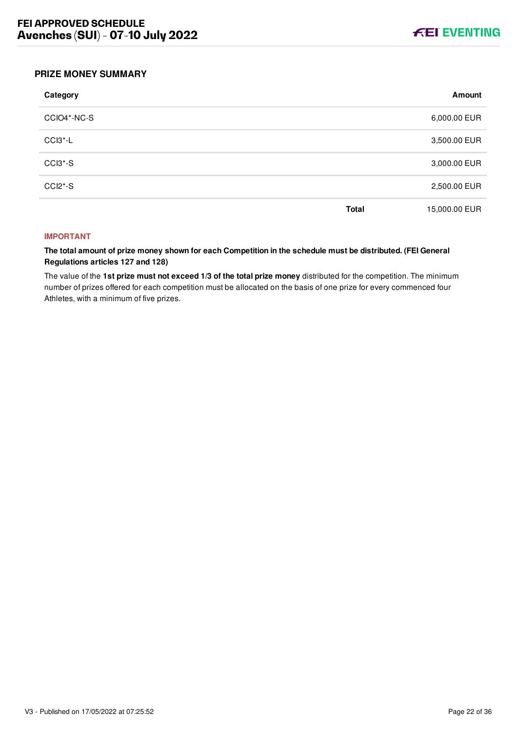### PRIZE MONEY SUMMARY

| Category | | Amount |
|---|---|---|
| CCIO4*-NC-S | | 6,000.00 EUR |
| CCI3*-L | | 3,500.00 EUR |
| CCI3*-S | | 3,000.00 EUR |
| CCI2*-S | | 2,500.00 EUR |
| | **Total** | 15,000.00 EUR |

**IMPORTANT**

**The total amount of prize money shown for each Competition in the schedule must be distributed. (FEI General Regulations articles 127 and 128)**

The value of the **1st prize must not exceed 1/3 of the total prize money** distributed for the competition. The minimum number of prizes offered for each competition must be allocated on the basis of one prize for every commenced four Athletes, with a minimum of five prizes.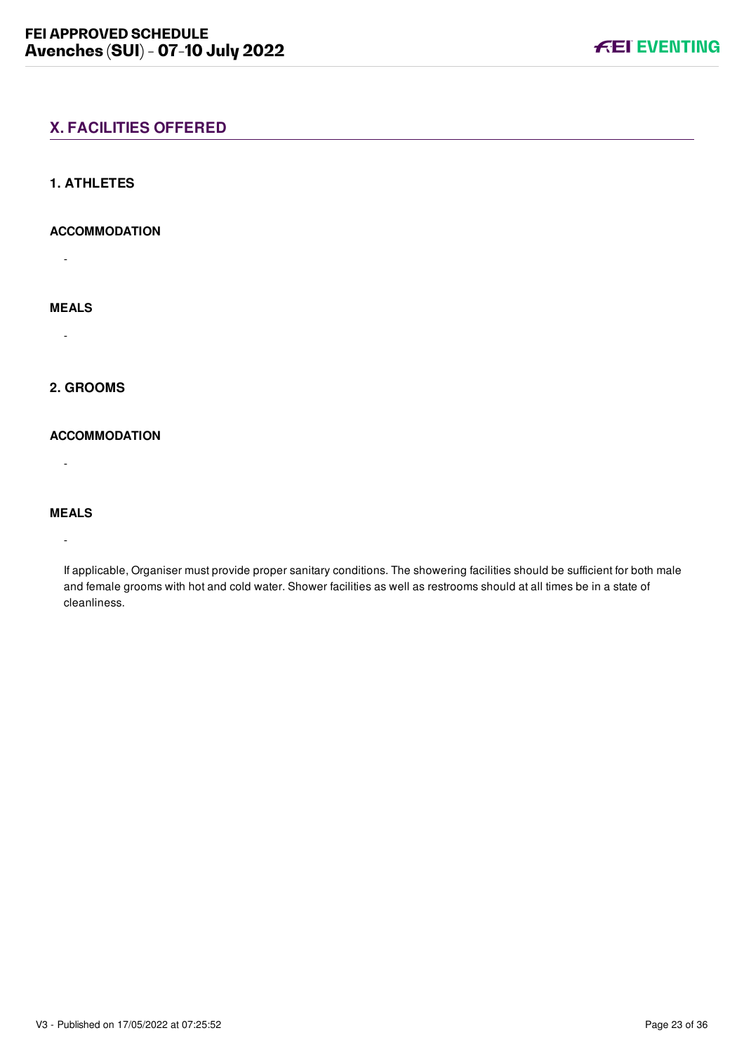## X. FACILITIES OFFERED

### 1. ATHLETES

#### ACCOMMODATION

-

#### MEALS

-

### 2. GROOMS

#### ACCOMMODATION

-

#### MEALS

-

If applicable, Organiser must provide proper sanitary conditions. The showering facilities should be sufficient for both male and female grooms with hot and cold water. Shower facilities as well as restrooms should at all times be in a state of cleanliness.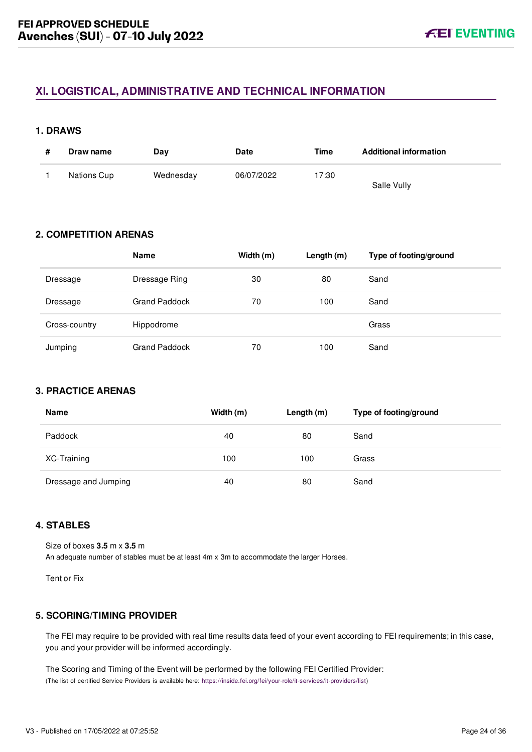## XI. LOGISTICAL, ADMINISTRATIVE AND TECHNICAL INFORMATION

### 1. DRAWS

| # | Draw name | Day | Date | Time | Additional information |
|---|---|---|---|---|---|
| 1 | Nations Cup | Wednesday | 06/07/2022 | 17:30 | Salle Vully |

### 2. COMPETITION ARENAS

| | Name | Width (m) | Length (m) | Type of footing/ground |
|---|---|---|---|---|
| Dressage | Dressage Ring | 30 | 80 | Sand |
| Dressage | Grand Paddock | 70 | 100 | Sand |
| Cross-country | Hippodrome | | | Grass |
| Jumping | Grand Paddock | 70 | 100 | Sand |

### 3. PRACTICE ARENAS

| Name | Width (m) | Length (m) | Type of footing/ground |
|---|---|---|---|
| Paddock | 40 | 80 | Sand |
| XC-Training | 100 | 100 | Grass |
| Dressage and Jumping | 40 | 80 | Sand |

### 4. STABLES

Size of boxes **3.5** m x **3.5** m
An adequate number of stables must be at least 4m x 3m to accommodate the larger Horses.

Tent or Fix

### 5. SCORING/TIMING PROVIDER

The FEI may require to be provided with real time results data feed of your event according to FEI requirements; in this case, you and your provider will be informed accordingly.

The Scoring and Timing of the Event will be performed by the following FEI Certified Provider:
(The list of certified Service Providers is available here: https://inside.fei.org/fei/your-role/it-services/it-providers/list)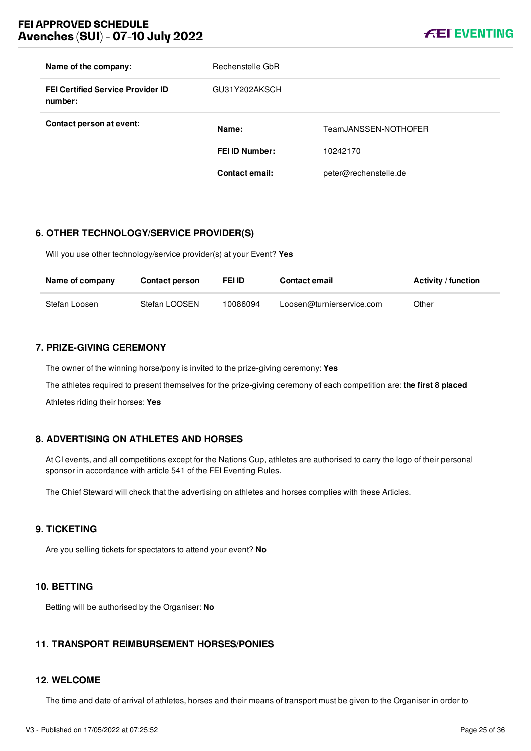| | | |
|---|---|---|
| **Name of the company:** | Rechenstelle GbR | |
| **FEI Certified Service Provider ID number:** | GU31Y202AKSCH | |
| **Contact person at event:** | **Name:** | TeamJANSSEN-NOTHOFER |
| | **FEI ID Number:** | 10242170 |
| | **Contact email:** | peter@rechenstelle.de |

## 6. OTHER TECHNOLOGY/SERVICE PROVIDER(S)

Will you use other technology/service provider(s) at your Event? **Yes**

| Name of company | Contact person | FEI ID | Contact email | Activity / function |
|---|---|---|---|---|
| Stefan Loosen | Stefan LOOSEN | 10086094 | Loosen@turnierservice.com | Other |

## 7. PRIZE-GIVING CEREMONY

The owner of the winning horse/pony is invited to the prize-giving ceremony: **Yes**

The athletes required to present themselves for the prize-giving ceremony of each competition are: **the first 8 placed**

Athletes riding their horses: **Yes**

## 8. ADVERTISING ON ATHLETES AND HORSES

At CI events, and all competitions except for the Nations Cup, athletes are authorised to carry the logo of their personal sponsor in accordance with article 541 of the FEI Eventing Rules.

The Chief Steward will check that the advertising on athletes and horses complies with these Articles.

## 9. TICKETING

Are you selling tickets for spectators to attend your event? **No**

## 10. BETTING

Betting will be authorised by the Organiser: **No**

## 11. TRANSPORT REIMBURSEMENT HORSES/PONIES

## 12. WELCOME

The time and date of arrival of athletes, horses and their means of transport must be given to the Organiser in order to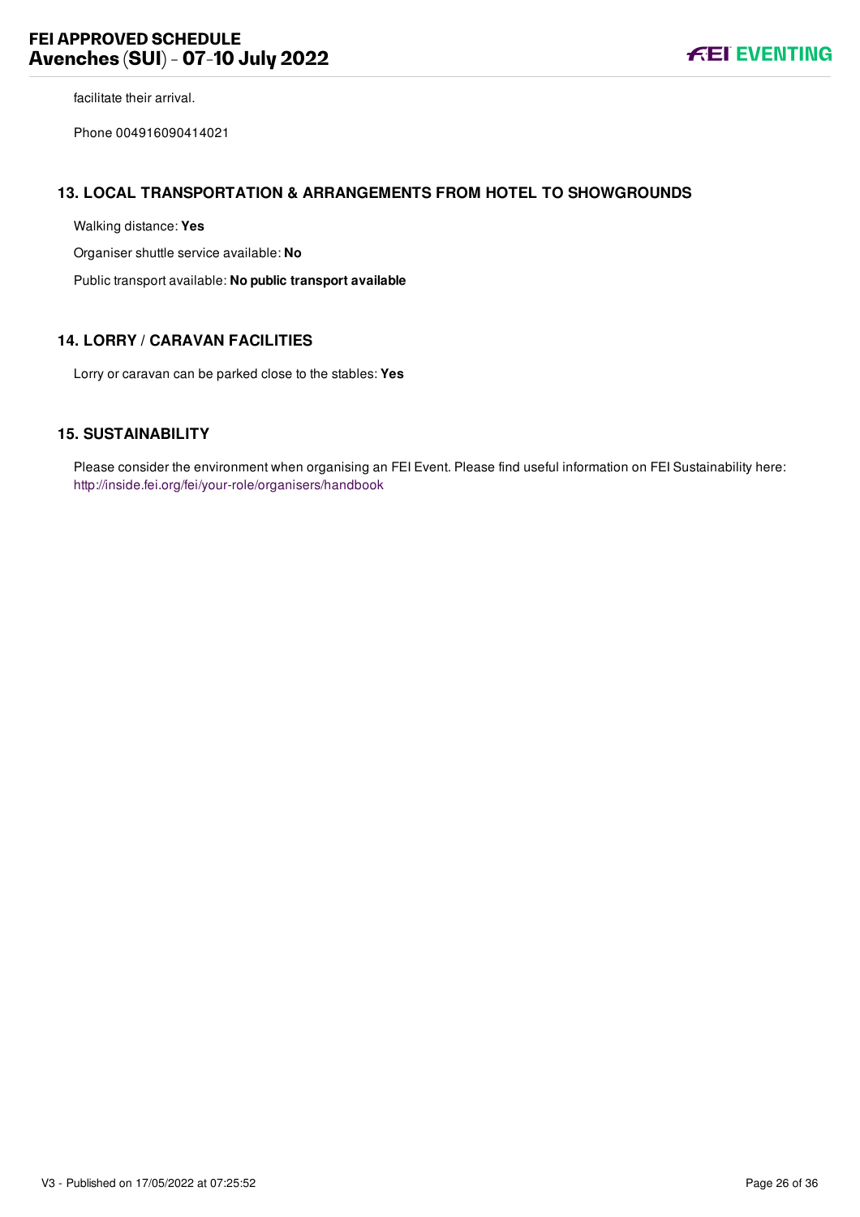facilitate their arrival.

Phone 004916090414021

## 13. LOCAL TRANSPORTATION & ARRANGEMENTS FROM HOTEL TO SHOWGROUNDS

Walking distance: **Yes**

Organiser shuttle service available: **No**

Public transport available: **No public transport available**

## 14. LORRY / CARAVAN FACILITIES

Lorry or caravan can be parked close to the stables: **Yes**

## 15. SUSTAINABILITY

Please consider the environment when organising an FEI Event. Please find useful information on FEI Sustainability here: http://inside.fei.org/fei/your-role/organisers/handbook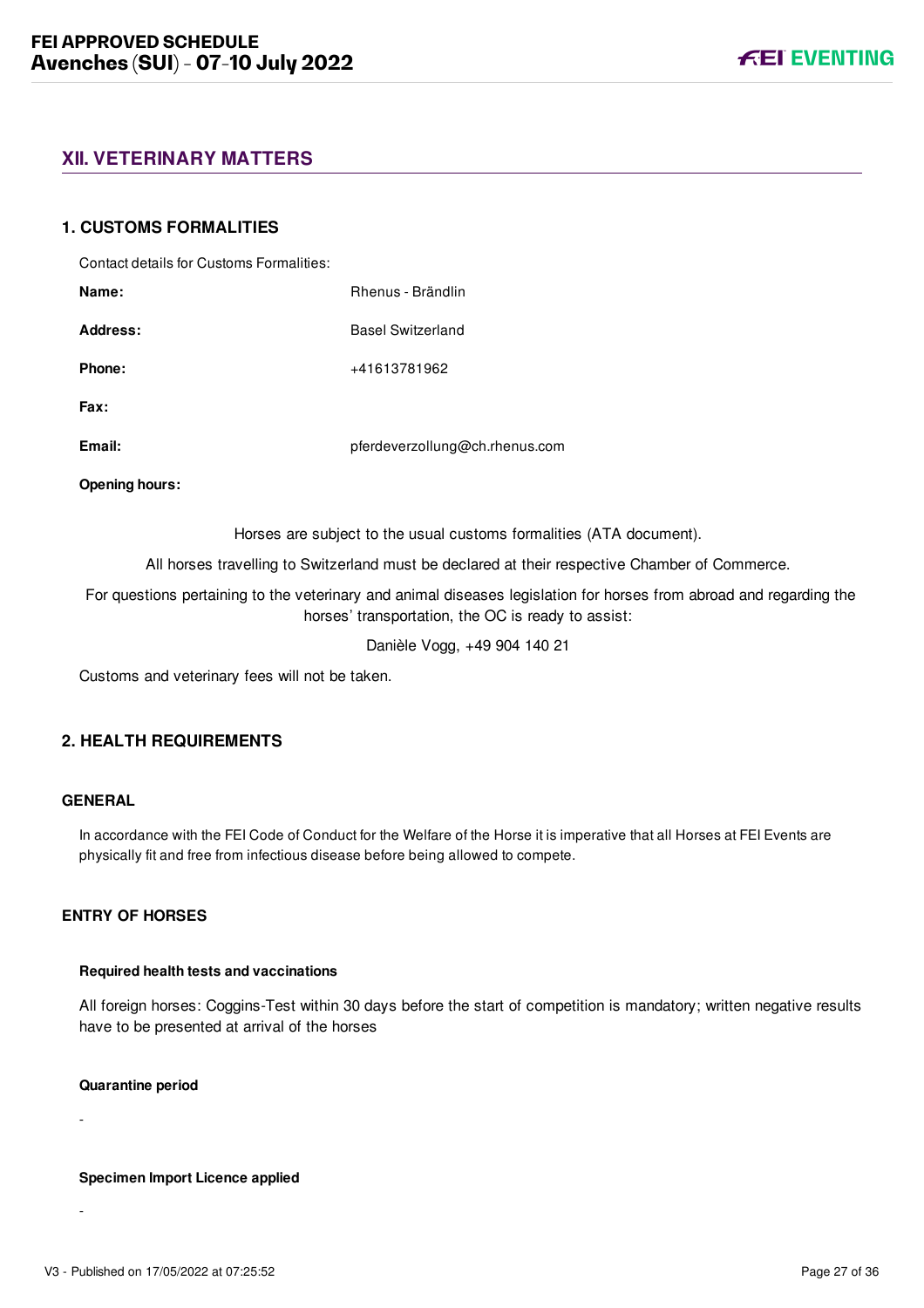## XII. VETERINARY MATTERS

### 1. CUSTOMS FORMALITIES

Contact details for Customs Formalities:

| | |
|---|---|
| **Name:** | Rhenus - Brändlin |
| **Address:** | Basel Switzerland |
| **Phone:** | +41613781962 |
| **Fax:** | |
| **Email:** | pferdeverzollung@ch.rhenus.com |
| **Opening hours:** | |

Horses are subject to the usual customs formalities (ATA document).

All horses travelling to Switzerland must be declared at their respective Chamber of Commerce.

For questions pertaining to the veterinary and animal diseases legislation for horses from abroad and regarding the horses' transportation, the OC is ready to assist:

Danièle Vogg, +49 904 140 21

Customs and veterinary fees will not be taken.

### 2. HEALTH REQUIREMENTS

#### GENERAL

In accordance with the FEI Code of Conduct for the Welfare of the Horse it is imperative that all Horses at FEI Events are physically fit and free from infectious disease before being allowed to compete.

#### ENTRY OF HORSES

**Required health tests and vaccinations**

All foreign horses: Coggins-Test within 30 days before the start of competition is mandatory; written negative results have to be presented at arrival of the horses

**Quarantine period**

-

**Specimen Import Licence applied**

-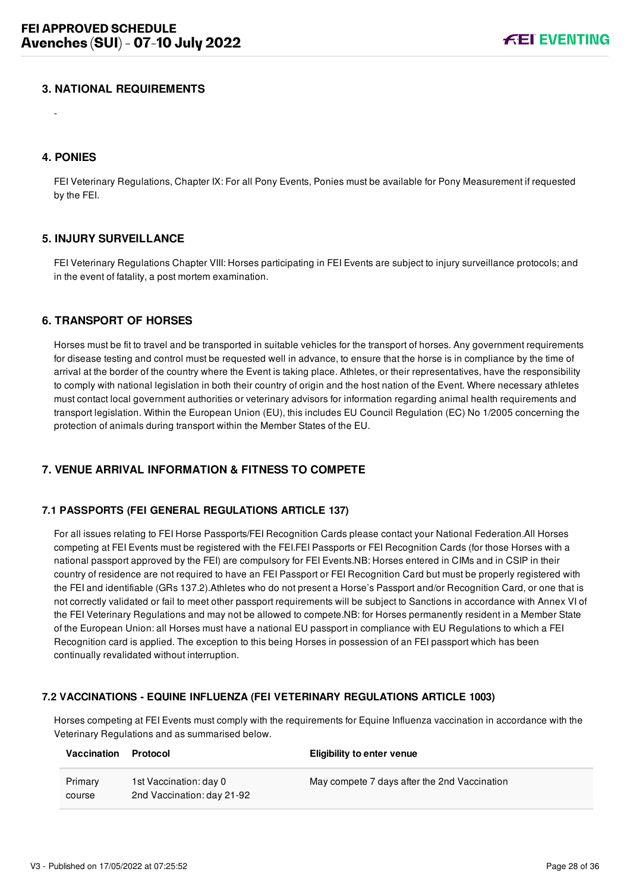## 3. NATIONAL REQUIREMENTS

-

## 4. PONIES

FEI Veterinary Regulations, Chapter IX: For all Pony Events, Ponies must be available for Pony Measurement if requested by the FEI.

## 5. INJURY SURVEILLANCE

FEI Veterinary Regulations Chapter VIII: Horses participating in FEI Events are subject to injury surveillance protocols; and in the event of fatality, a post mortem examination.

## 6. TRANSPORT OF HORSES

Horses must be fit to travel and be transported in suitable vehicles for the transport of horses. Any government requirements for disease testing and control must be requested well in advance, to ensure that the horse is in compliance by the time of arrival at the border of the country where the Event is taking place. Athletes, or their representatives, have the responsibility to comply with national legislation in both their country of origin and the host nation of the Event. Where necessary athletes must contact local government authorities or veterinary advisors for information regarding animal health requirements and transport legislation. Within the European Union (EU), this includes EU Council Regulation (EC) No 1/2005 concerning the protection of animals during transport within the Member States of the EU.

## 7. VENUE ARRIVAL INFORMATION & FITNESS TO COMPETE

### 7.1 PASSPORTS (FEI GENERAL REGULATIONS ARTICLE 137)

For all issues relating to FEI Horse Passports/FEI Recognition Cards please contact your National Federation.All Horses competing at FEI Events must be registered with the FEI.FEI Passports or FEI Recognition Cards (for those Horses with a national passport approved by the FEI) are compulsory for FEI Events.NB: Horses entered in CIMs and in CSIP in their country of residence are not required to have an FEI Passport or FEI Recognition Card but must be properly registered with the FEI and identifiable (GRs 137.2).Athletes who do not present a Horse's Passport and/or Recognition Card, or one that is not correctly validated or fail to meet other passport requirements will be subject to Sanctions in accordance with Annex VI of the FEI Veterinary Regulations and may not be allowed to compete.NB: for Horses permanently resident in a Member State of the European Union: all Horses must have a national EU passport in compliance with EU Regulations to which a FEI Recognition card is applied. The exception to this being Horses in possession of an FEI passport which has been continually revalidated without interruption.

### 7.2 VACCINATIONS - EQUINE INFLUENZA (FEI VETERINARY REGULATIONS ARTICLE 1003)

Horses competing at FEI Events must comply with the requirements for Equine Influenza vaccination in accordance with the Veterinary Regulations and as summarised below.

| Vaccination | Protocol | Eligibility to enter venue |
|---|---|---|
| Primary course | 1st Vaccination: day 0<br>2nd Vaccination: day 21-92 | May compete 7 days after the 2nd Vaccination |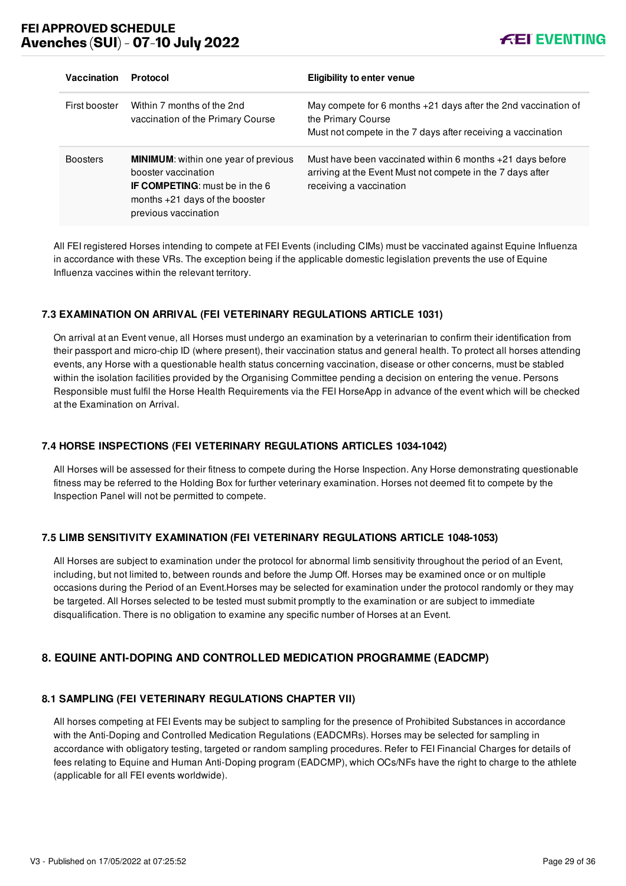| Vaccination | Protocol | Eligibility to enter venue |
| --- | --- | --- |
| First booster | Within 7 months of the 2nd vaccination of the Primary Course | May compete for 6 months +21 days after the 2nd vaccination of the Primary Course<br>Must not compete in the 7 days after receiving a vaccination |
| Boosters | **MINIMUM**: within one year of previous booster vaccination<br>**IF COMPETING**: must be in the 6 months +21 days of the booster previous vaccination | Must have been vaccinated within 6 months +21 days before arriving at the Event Must not compete in the 7 days after receiving a vaccination |

All FEI registered Horses intending to compete at FEI Events (including CIMs) must be vaccinated against Equine Influenza in accordance with these VRs. The exception being if the applicable domestic legislation prevents the use of Equine Influenza vaccines within the relevant territory.

### 7.3 EXAMINATION ON ARRIVAL (FEI VETERINARY REGULATIONS ARTICLE 1031)

On arrival at an Event venue, all Horses must undergo an examination by a veterinarian to confirm their identification from their passport and micro-chip ID (where present), their vaccination status and general health. To protect all horses attending events, any Horse with a questionable health status concerning vaccination, disease or other concerns, must be stabled within the isolation facilities provided by the Organising Committee pending a decision on entering the venue. Persons Responsible must fulfil the Horse Health Requirements via the FEI HorseApp in advance of the event which will be checked at the Examination on Arrival.

### 7.4 HORSE INSPECTIONS (FEI VETERINARY REGULATIONS ARTICLES 1034-1042)

All Horses will be assessed for their fitness to compete during the Horse Inspection. Any Horse demonstrating questionable fitness may be referred to the Holding Box for further veterinary examination. Horses not deemed fit to compete by the Inspection Panel will not be permitted to compete.

### 7.5 LIMB SENSITIVITY EXAMINATION (FEI VETERINARY REGULATIONS ARTICLE 1048-1053)

All Horses are subject to examination under the protocol for abnormal limb sensitivity throughout the period of an Event, including, but not limited to, between rounds and before the Jump Off. Horses may be examined once or on multiple occasions during the Period of an Event.Horses may be selected for examination under the protocol randomly or they may be targeted. All Horses selected to be tested must submit promptly to the examination or are subject to immediate disqualification. There is no obligation to examine any specific number of Horses at an Event.

## 8. EQUINE ANTI-DOPING AND CONTROLLED MEDICATION PROGRAMME (EADCMP)

### 8.1 SAMPLING (FEI VETERINARY REGULATIONS CHAPTER VII)

All horses competing at FEI Events may be subject to sampling for the presence of Prohibited Substances in accordance with the Anti-Doping and Controlled Medication Regulations (EADCMRs). Horses may be selected for sampling in accordance with obligatory testing, targeted or random sampling procedures. Refer to FEI Financial Charges for details of fees relating to Equine and Human Anti-Doping program (EADCMP), which OCs/NFs have the right to charge to the athlete (applicable for all FEI events worldwide).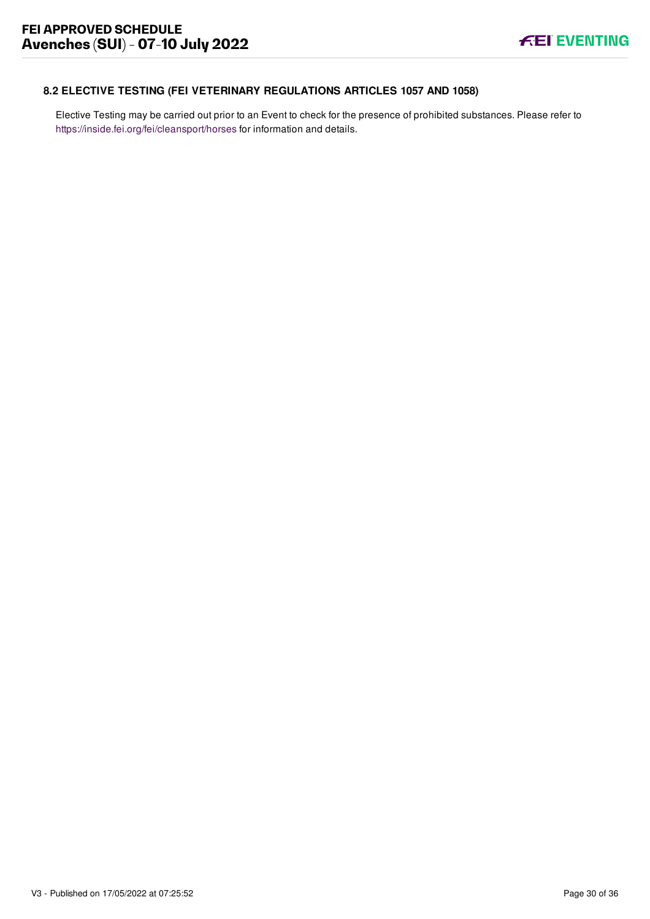### 8.2 ELECTIVE TESTING (FEI VETERINARY REGULATIONS ARTICLES 1057 AND 1058)

Elective Testing may be carried out prior to an Event to check for the presence of prohibited substances. Please refer to https://inside.fei.org/fei/cleansport/horses for information and details.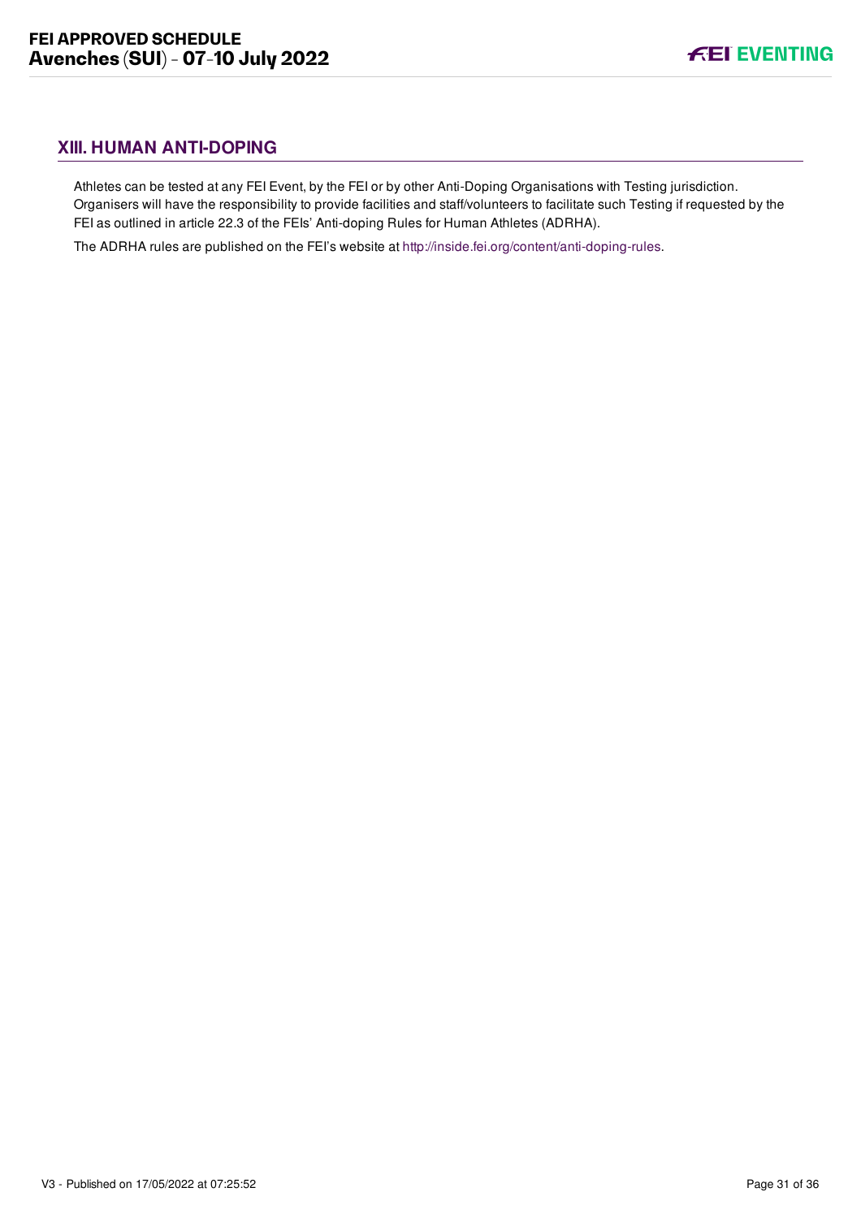## XIII. HUMAN ANTI-DOPING

Athletes can be tested at any FEI Event, by the FEI or by other Anti-Doping Organisations with Testing jurisdiction. Organisers will have the responsibility to provide facilities and staff/volunteers to facilitate such Testing if requested by the FEI as outlined in article 22.3 of the FEIs' Anti-doping Rules for Human Athletes (ADRHA).

The ADRHA rules are published on the FEI's website at http://inside.fei.org/content/anti-doping-rules.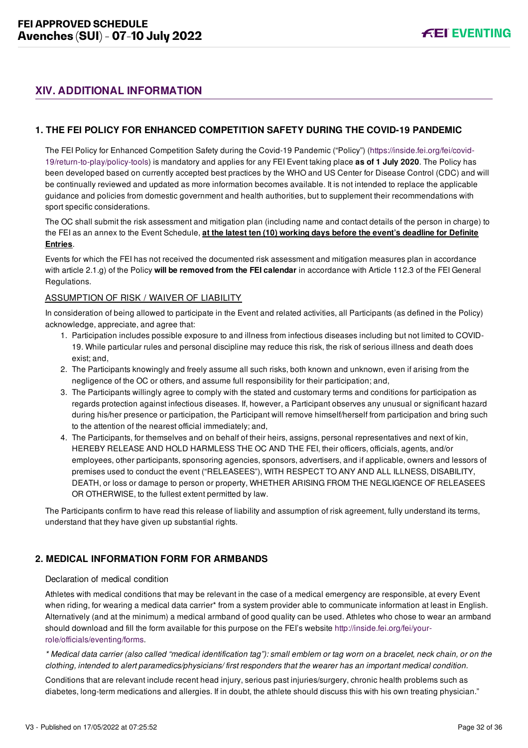## XIV. ADDITIONAL INFORMATION

### 1. THE FEI POLICY FOR ENHANCED COMPETITION SAFETY DURING THE COVID-19 PANDEMIC

The FEI Policy for Enhanced Competition Safety during the Covid-19 Pandemic ("Policy") (https://inside.fei.org/fei/covid-19/return-to-play/policy-tools) is mandatory and applies for any FEI Event taking place **as of 1 July 2020**. The Policy has been developed based on currently accepted best practices by the WHO and US Center for Disease Control (CDC) and will be continually reviewed and updated as more information becomes available. It is not intended to replace the applicable guidance and policies from domestic government and health authorities, but to supplement their recommendations with sport specific considerations.

The OC shall submit the risk assessment and mitigation plan (including name and contact details of the person in charge) to the FEI as an annex to the Event Schedule, **at the latest ten (10) working days before the event's deadline for Definite Entries**.

Events for which the FEI has not received the documented risk assessment and mitigation measures plan in accordance with article 2.1.g) of the Policy **will be removed from the FEI calendar** in accordance with Article 112.3 of the FEI General Regulations.

ASSUMPTION OF RISK / WAIVER OF LIABILITY

In consideration of being allowed to participate in the Event and related activities, all Participants (as defined in the Policy) acknowledge, appreciate, and agree that:

1. Participation includes possible exposure to and illness from infectious diseases including but not limited to COVID-19. While particular rules and personal discipline may reduce this risk, the risk of serious illness and death does exist; and,
2. The Participants knowingly and freely assume all such risks, both known and unknown, even if arising from the negligence of the OC or others, and assume full responsibility for their participation; and,
3. The Participants willingly agree to comply with the stated and customary terms and conditions for participation as regards protection against infectious diseases. If, however, a Participant observes any unusual or significant hazard during his/her presence or participation, the Participant will remove himself/herself from participation and bring such to the attention of the nearest official immediately; and,
4. The Participants, for themselves and on behalf of their heirs, assigns, personal representatives and next of kin, HEREBY RELEASE AND HOLD HARMLESS THE OC AND THE FEI, their officers, officials, agents, and/or employees, other participants, sponsoring agencies, sponsors, advertisers, and if applicable, owners and lessors of premises used to conduct the event ("RELEASEES"), WITH RESPECT TO ANY AND ALL ILLNESS, DISABILITY, DEATH, or loss or damage to person or property, WHETHER ARISING FROM THE NEGLIGENCE OF RELEASEES OR OTHERWISE, to the fullest extent permitted by law.

The Participants confirm to have read this release of liability and assumption of risk agreement, fully understand its terms, understand that they have given up substantial rights.

### 2. MEDICAL INFORMATION FORM FOR ARMBANDS

Declaration of medical condition

Athletes with medical conditions that may be relevant in the case of a medical emergency are responsible, at every Event when riding, for wearing a medical data carrier* from a system provider able to communicate information at least in English. Alternatively (and at the minimum) a medical armband of good quality can be used. Athletes who chose to wear an armband should download and fill the form available for this purpose on the FEI's website http://inside.fei.org/fei/your-role/officials/eventing/forms.

*\* Medical data carrier (also called "medical identification tag"): small emblem or tag worn on a bracelet, neck chain, or on the clothing, intended to alert paramedics/physicians/ first responders that the wearer has an important medical condition.*

Conditions that are relevant include recent head injury, serious past injuries/surgery, chronic health problems such as diabetes, long-term medications and allergies. If in doubt, the athlete should discuss this with his own treating physician."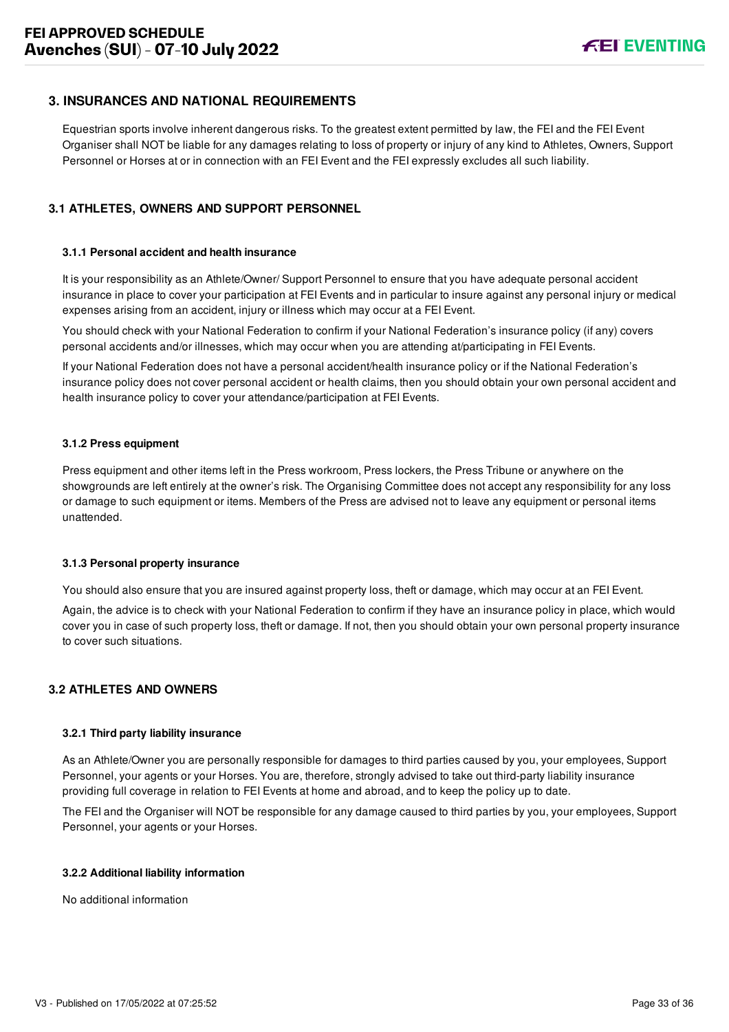## 3. INSURANCES AND NATIONAL REQUIREMENTS

Equestrian sports involve inherent dangerous risks. To the greatest extent permitted by law, the FEI and the FEI Event Organiser shall NOT be liable for any damages relating to loss of property or injury of any kind to Athletes, Owners, Support Personnel or Horses at or in connection with an FEI Event and the FEI expressly excludes all such liability.

### 3.1 ATHLETES, OWNERS AND SUPPORT PERSONNEL

#### 3.1.1 Personal accident and health insurance

It is your responsibility as an Athlete/Owner/ Support Personnel to ensure that you have adequate personal accident insurance in place to cover your participation at FEI Events and in particular to insure against any personal injury or medical expenses arising from an accident, injury or illness which may occur at a FEI Event.

You should check with your National Federation to confirm if your National Federation's insurance policy (if any) covers personal accidents and/or illnesses, which may occur when you are attending at/participating in FEI Events.

If your National Federation does not have a personal accident/health insurance policy or if the National Federation's insurance policy does not cover personal accident or health claims, then you should obtain your own personal accident and health insurance policy to cover your attendance/participation at FEI Events.

#### 3.1.2 Press equipment

Press equipment and other items left in the Press workroom, Press lockers, the Press Tribune or anywhere on the showgrounds are left entirely at the owner's risk. The Organising Committee does not accept any responsibility for any loss or damage to such equipment or items. Members of the Press are advised not to leave any equipment or personal items unattended.

#### 3.1.3 Personal property insurance

You should also ensure that you are insured against property loss, theft or damage, which may occur at an FEI Event.

Again, the advice is to check with your National Federation to confirm if they have an insurance policy in place, which would cover you in case of such property loss, theft or damage. If not, then you should obtain your own personal property insurance to cover such situations.

### 3.2 ATHLETES AND OWNERS

#### 3.2.1 Third party liability insurance

As an Athlete/Owner you are personally responsible for damages to third parties caused by you, your employees, Support Personnel, your agents or your Horses. You are, therefore, strongly advised to take out third-party liability insurance providing full coverage in relation to FEI Events at home and abroad, and to keep the policy up to date.

The FEI and the Organiser will NOT be responsible for any damage caused to third parties by you, your employees, Support Personnel, your agents or your Horses.

#### 3.2.2 Additional liability information

No additional information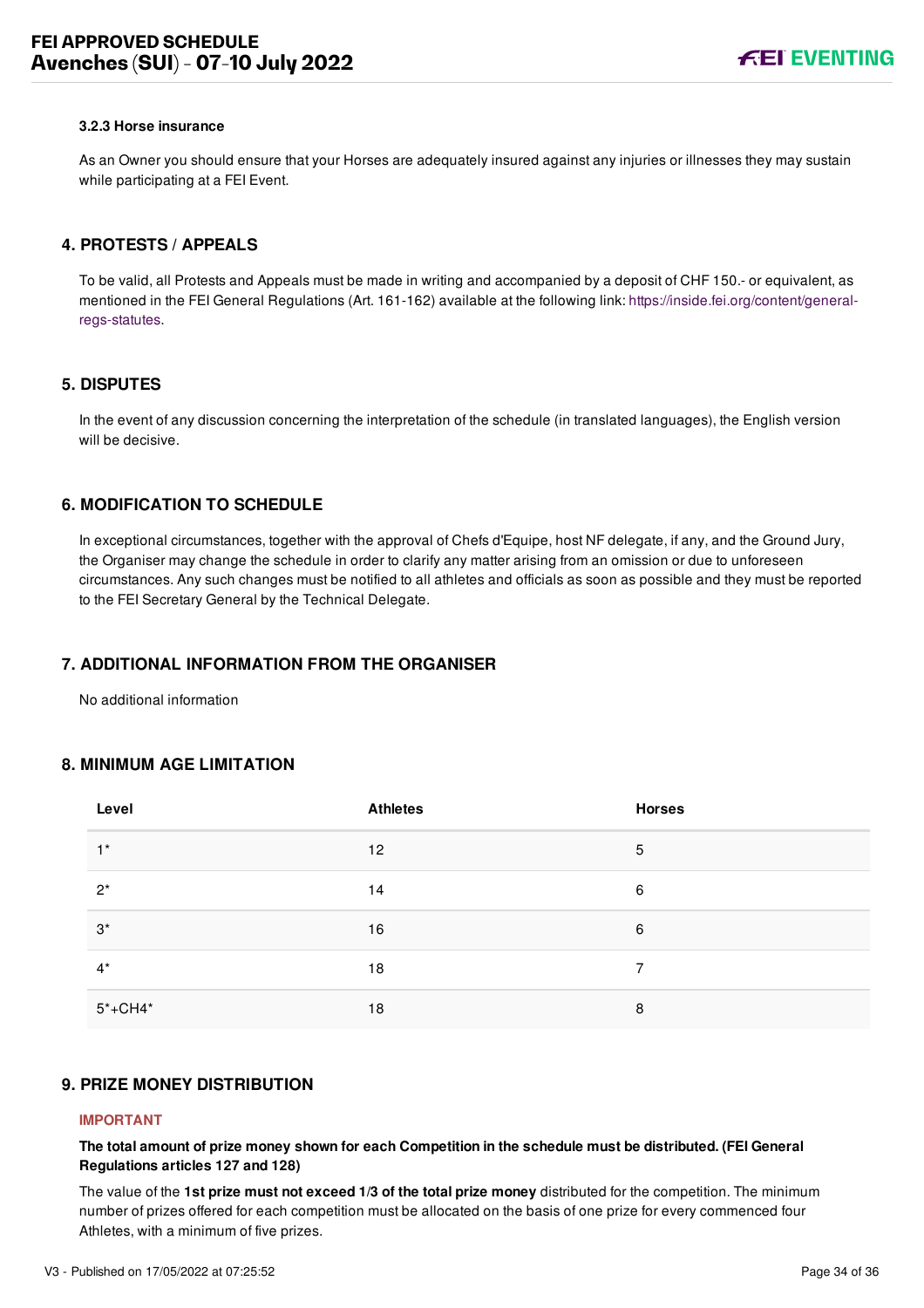#### 3.2.3 Horse insurance

As an Owner you should ensure that your Horses are adequately insured against any injuries or illnesses they may sustain while participating at a FEI Event.

## 4. PROTESTS / APPEALS

To be valid, all Protests and Appeals must be made in writing and accompanied by a deposit of CHF 150.- or equivalent, as mentioned in the FEI General Regulations (Art. 161-162) available at the following link: https://inside.fei.org/content/general-regs-statutes.

## 5. DISPUTES

In the event of any discussion concerning the interpretation of the schedule (in translated languages), the English version will be decisive.

## 6. MODIFICATION TO SCHEDULE

In exceptional circumstances, together with the approval of Chefs d'Equipe, host NF delegate, if any, and the Ground Jury, the Organiser may change the schedule in order to clarify any matter arising from an omission or due to unforeseen circumstances. Any such changes must be notified to all athletes and officials as soon as possible and they must be reported to the FEI Secretary General by the Technical Delegate.

## 7. ADDITIONAL INFORMATION FROM THE ORGANISER

No additional information

## 8. MINIMUM AGE LIMITATION

| Level | Athletes | Horses |
|---|---|---|
| 1* | 12 | 5 |
| 2* | 14 | 6 |
| 3* | 16 | 6 |
| 4* | 18 | 7 |
| 5*+CH4* | 18 | 8 |

## 9. PRIZE MONEY DISTRIBUTION

**IMPORTANT**

**The total amount of prize money shown for each Competition in the schedule must be distributed. (FEI General Regulations articles 127 and 128)**

The value of the **1st prize must not exceed 1/3 of the total prize money** distributed for the competition. The minimum number of prizes offered for each competition must be allocated on the basis of one prize for every commenced four Athletes, with a minimum of five prizes.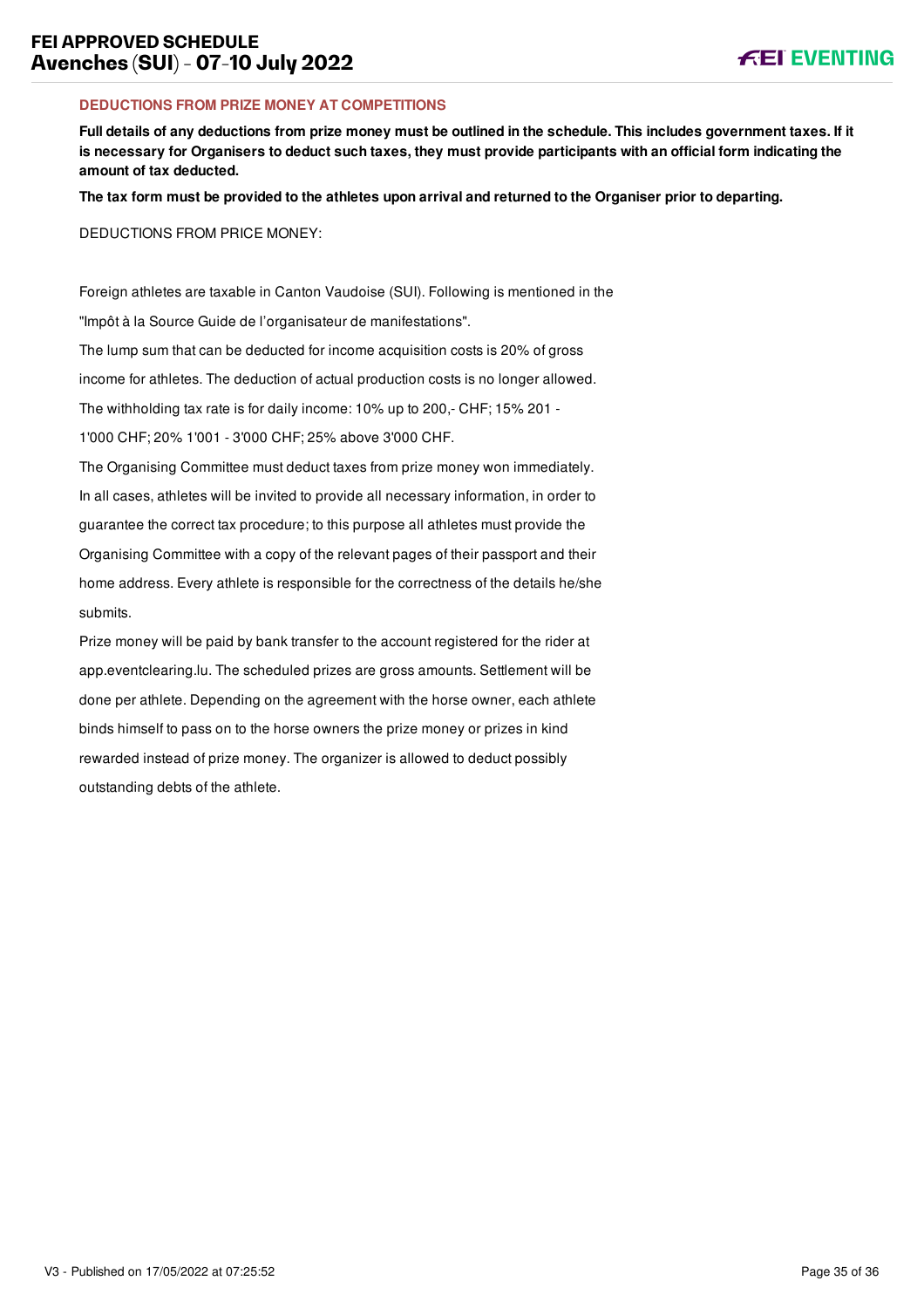## DEDUCTIONS FROM PRIZE MONEY AT COMPETITIONS

**Full details of any deductions from prize money must be outlined in the schedule. This includes government taxes. If it is necessary for Organisers to deduct such taxes, they must provide participants with an official form indicating the amount of tax deducted.**

**The tax form must be provided to the athletes upon arrival and returned to the Organiser prior to departing.**

DEDUCTIONS FROM PRICE MONEY:

Foreign athletes are taxable in Canton Vaudoise (SUI). Following is mentioned in the "Impôt à la Source Guide de l'organisateur de manifestations".

The lump sum that can be deducted for income acquisition costs is 20% of gross income for athletes. The deduction of actual production costs is no longer allowed.

The withholding tax rate is for daily income: 10% up to 200,- CHF; 15% 201 - 1'000 CHF; 20% 1'001 - 3'000 CHF; 25% above 3'000 CHF.

The Organising Committee must deduct taxes from prize money won immediately.

In all cases, athletes will be invited to provide all necessary information, in order to guarantee the correct tax procedure; to this purpose all athletes must provide the Organising Committee with a copy of the relevant pages of their passport and their home address. Every athlete is responsible for the correctness of the details he/she submits.

Prize money will be paid by bank transfer to the account registered for the rider at app.eventclearing.lu. The scheduled prizes are gross amounts. Settlement will be done per athlete. Depending on the agreement with the horse owner, each athlete binds himself to pass on to the horse owners the prize money or prizes in kind rewarded instead of prize money. The organizer is allowed to deduct possibly outstanding debts of the athlete.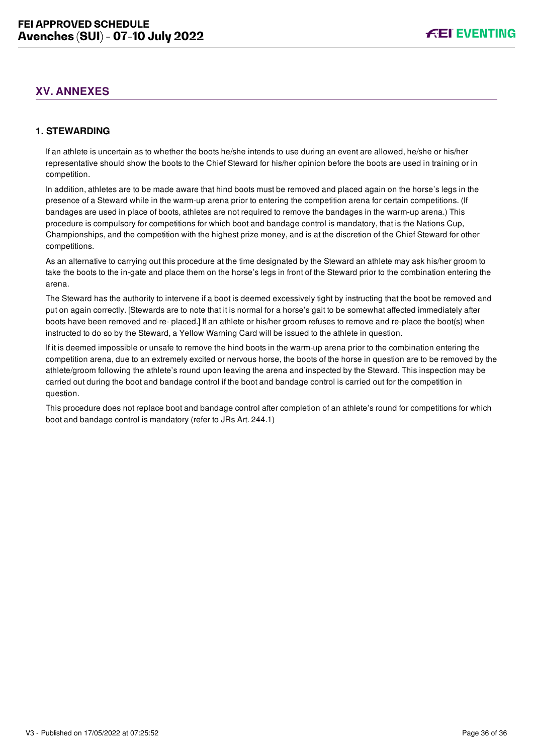## XV. ANNEXES

### 1. STEWARDING

If an athlete is uncertain as to whether the boots he/she intends to use during an event are allowed, he/she or his/her representative should show the boots to the Chief Steward for his/her opinion before the boots are used in training or in competition.

In addition, athletes are to be made aware that hind boots must be removed and placed again on the horse's legs in the presence of a Steward while in the warm-up arena prior to entering the competition arena for certain competitions. (If bandages are used in place of boots, athletes are not required to remove the bandages in the warm-up arena.) This procedure is compulsory for competitions for which boot and bandage control is mandatory, that is the Nations Cup, Championships, and the competition with the highest prize money, and is at the discretion of the Chief Steward for other competitions.

As an alternative to carrying out this procedure at the time designated by the Steward an athlete may ask his/her groom to take the boots to the in-gate and place them on the horse's legs in front of the Steward prior to the combination entering the arena.

The Steward has the authority to intervene if a boot is deemed excessively tight by instructing that the boot be removed and put on again correctly. [Stewards are to note that it is normal for a horse's gait to be somewhat affected immediately after boots have been removed and re- placed.] If an athlete or his/her groom refuses to remove and re-place the boot(s) when instructed to do so by the Steward, a Yellow Warning Card will be issued to the athlete in question.

If it is deemed impossible or unsafe to remove the hind boots in the warm-up arena prior to the combination entering the competition arena, due to an extremely excited or nervous horse, the boots of the horse in question are to be removed by the athlete/groom following the athlete's round upon leaving the arena and inspected by the Steward. This inspection may be carried out during the boot and bandage control if the boot and bandage control is carried out for the competition in question.

This procedure does not replace boot and bandage control after completion of an athlete's round for competitions for which boot and bandage control is mandatory (refer to JRs Art. 244.1)